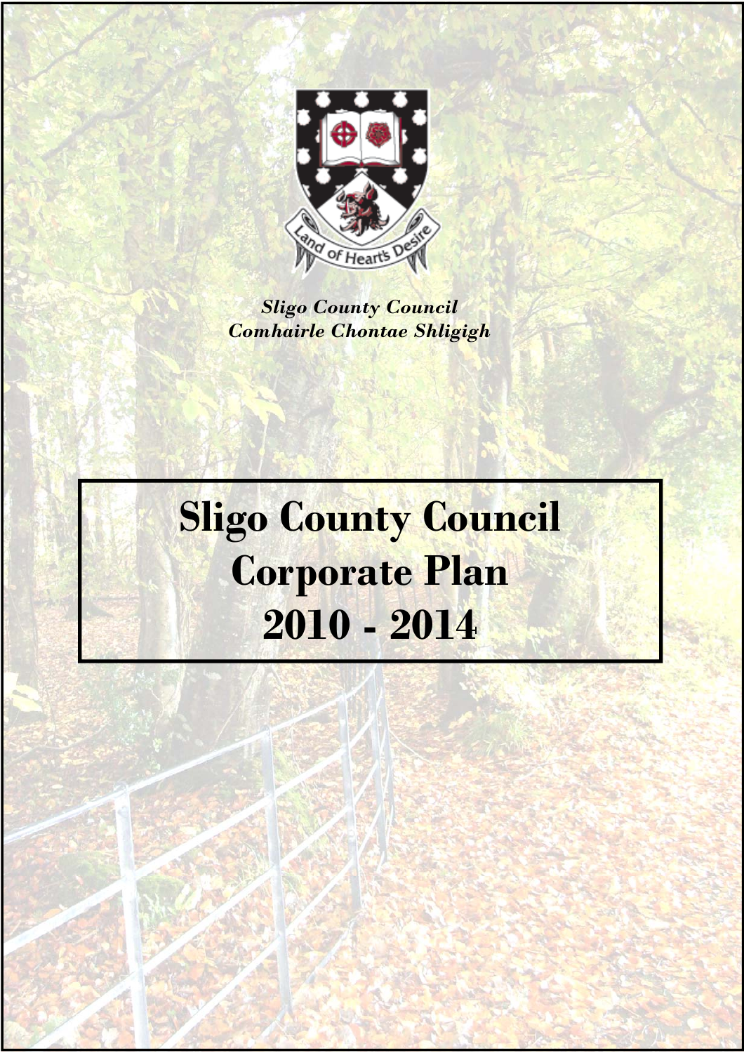*Sligo County Council*
*Comhairle Chontae Shligigh*

# Sligo County Council Corporate Plan 2010 - 2014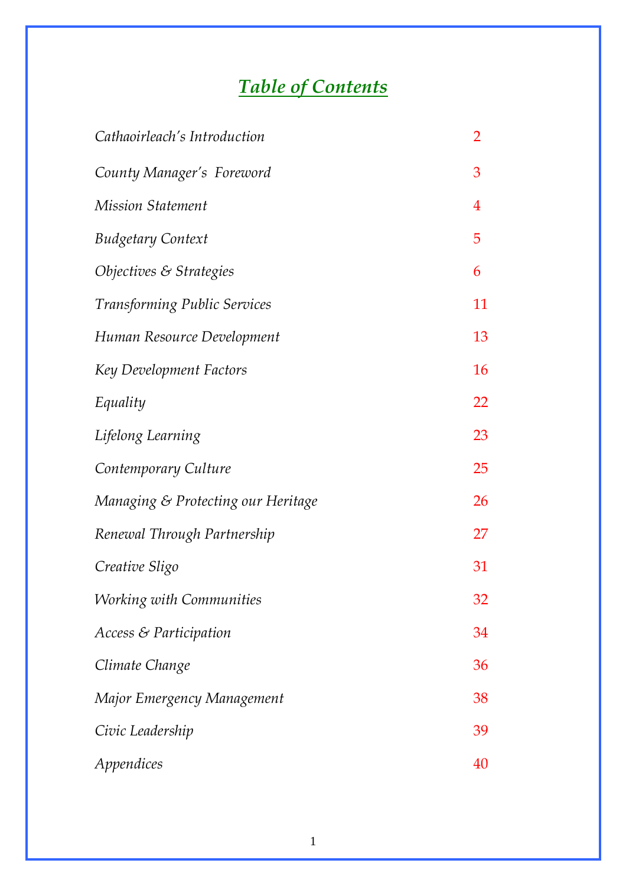# *Table of Contents*

| | |
|---|---|
| *Cathaoirleach's Introduction* | 2 |
| *County Manager's Foreword* | 3 |
| *Mission Statement* | 4 |
| *Budgetary Context* | 5 |
| *Objectives & Strategies* | 6 |
| *Transforming Public Services* | 11 |
| *Human Resource Development* | 13 |
| *Key Development Factors* | 16 |
| *Equality* | 22 |
| *Lifelong Learning* | 23 |
| *Contemporary Culture* | 25 |
| *Managing & Protecting our Heritage* | 26 |
| *Renewal Through Partnership* | 27 |
| *Creative Sligo* | 31 |
| *Working with Communities* | 32 |
| *Access & Participation* | 34 |
| *Climate Change* | 36 |
| *Major Emergency Management* | 38 |
| *Civic Leadership* | 39 |
| *Appendices* | 40 |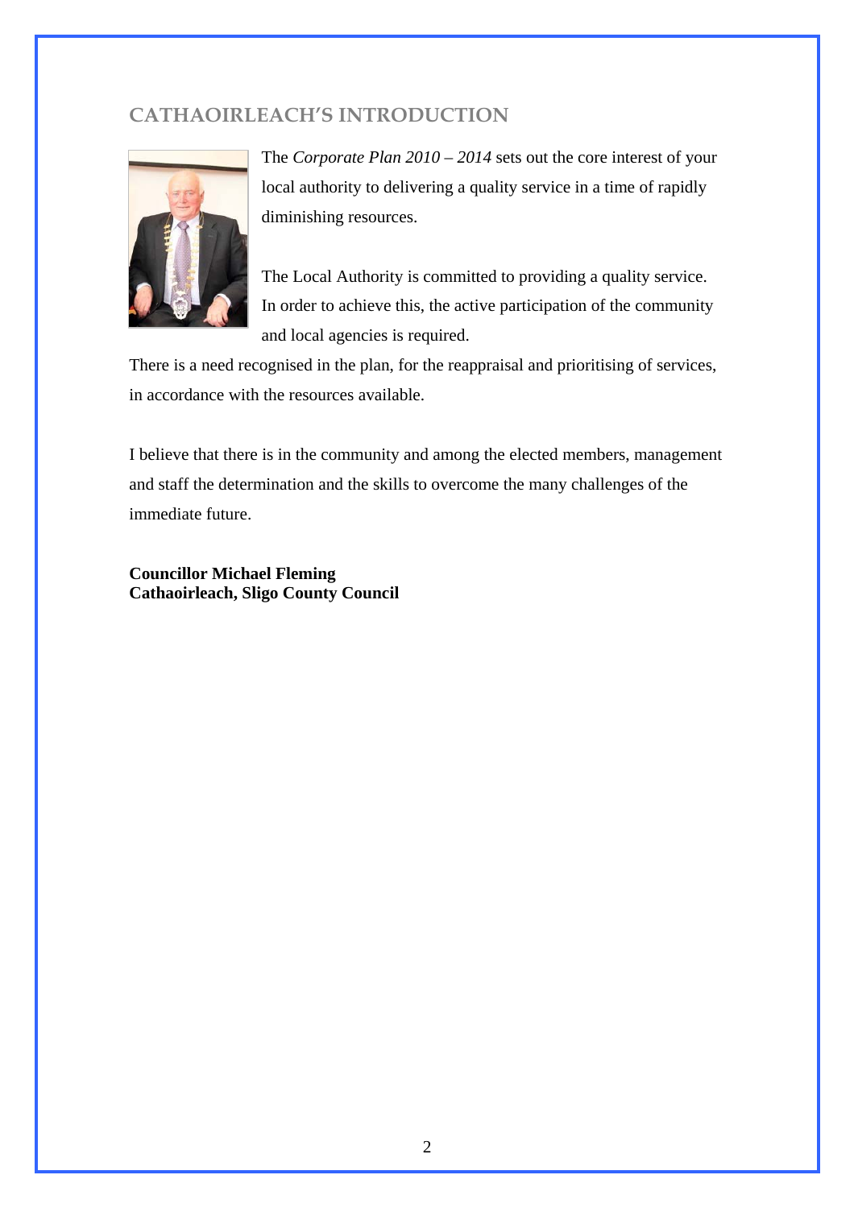## CATHAOIRLEACH'S INTRODUCTION

The *Corporate Plan 2010 – 2014* sets out the core interest of your local authority to delivering a quality service in a time of rapidly diminishing resources.

The Local Authority is committed to providing a quality service. In order to achieve this, the active participation of the community and local agencies is required.

There is a need recognised in the plan, for the reappraisal and prioritising of services, in accordance with the resources available.

I believe that there is in the community and among the elected members, management and staff the determination and the skills to overcome the many challenges of the immediate future.

**Councillor Michael Fleming**
**Cathaoirleach, Sligo County Council**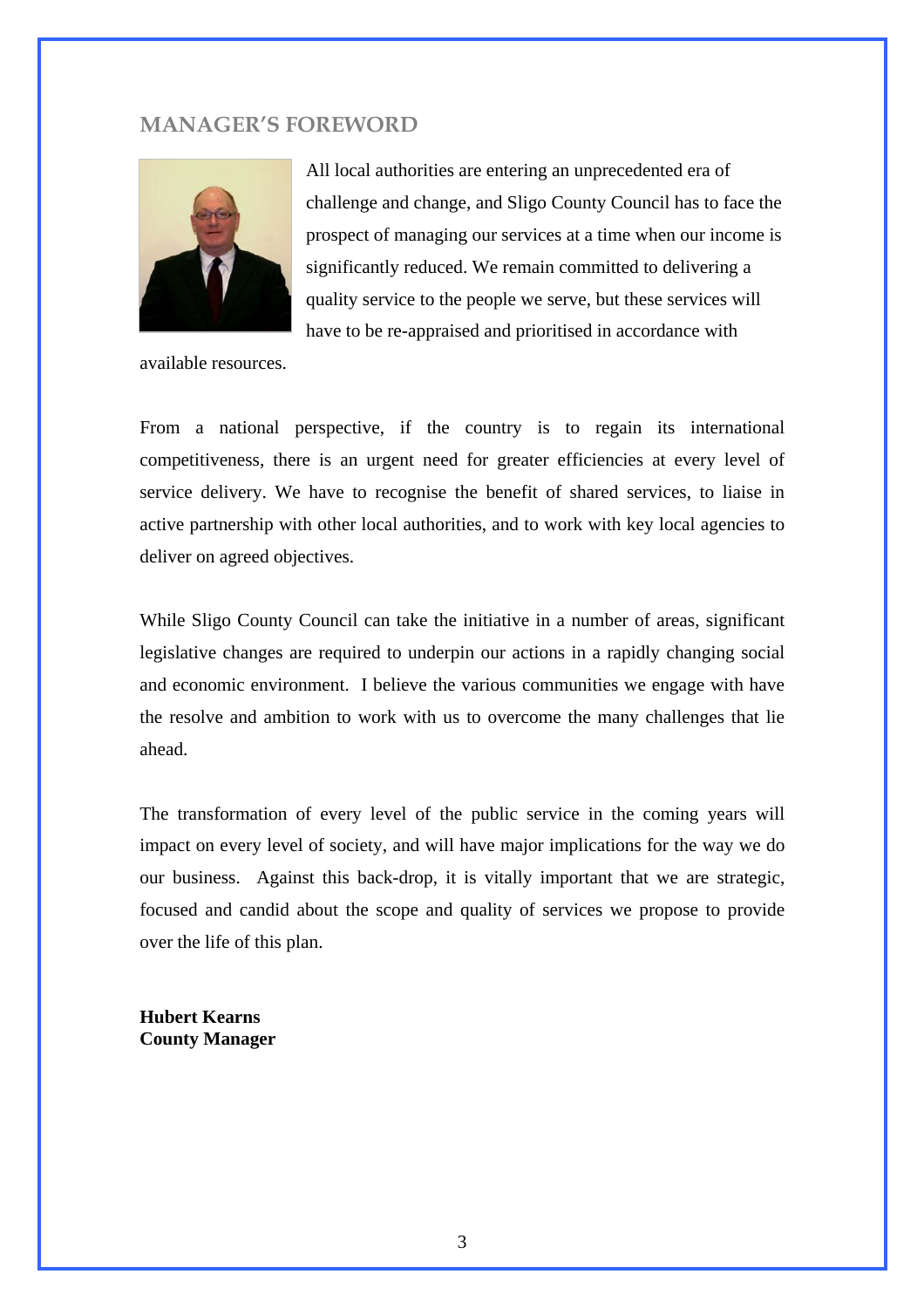## MANAGER'S FOREWORD

All local authorities are entering an unprecedented era of challenge and change, and Sligo County Council has to face the prospect of managing our services at a time when our income is significantly reduced. We remain committed to delivering a quality service to the people we serve, but these services will have to be re-appraised and prioritised in accordance with available resources.

From a national perspective, if the country is to regain its international competitiveness, there is an urgent need for greater efficiencies at every level of service delivery. We have to recognise the benefit of shared services, to liaise in active partnership with other local authorities, and to work with key local agencies to deliver on agreed objectives.

While Sligo County Council can take the initiative in a number of areas, significant legislative changes are required to underpin our actions in a rapidly changing social and economic environment. I believe the various communities we engage with have the resolve and ambition to work with us to overcome the many challenges that lie ahead.

The transformation of every level of the public service in the coming years will impact on every level of society, and will have major implications for the way we do our business. Against this back-drop, it is vitally important that we are strategic, focused and candid about the scope and quality of services we propose to provide over the life of this plan.

**Hubert Kearns**
**County Manager**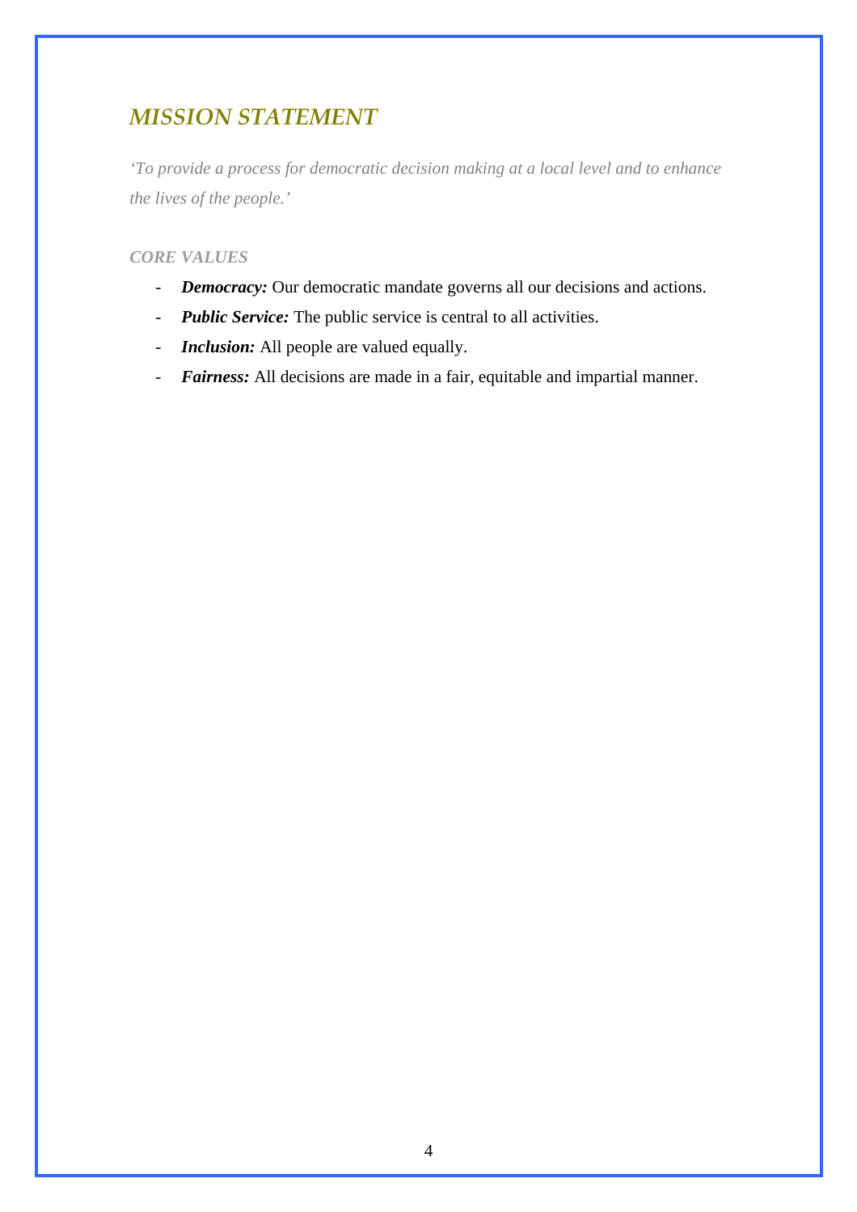## *MISSION STATEMENT*

*'To provide a process for democratic decision making at a local level and to enhance the lives of the people.'*

***CORE VALUES***

- ***Democracy:*** Our democratic mandate governs all our decisions and actions.
- ***Public Service:*** The public service is central to all activities.
- ***Inclusion:*** All people are valued equally.
- ***Fairness:*** All decisions are made in a fair, equitable and impartial manner.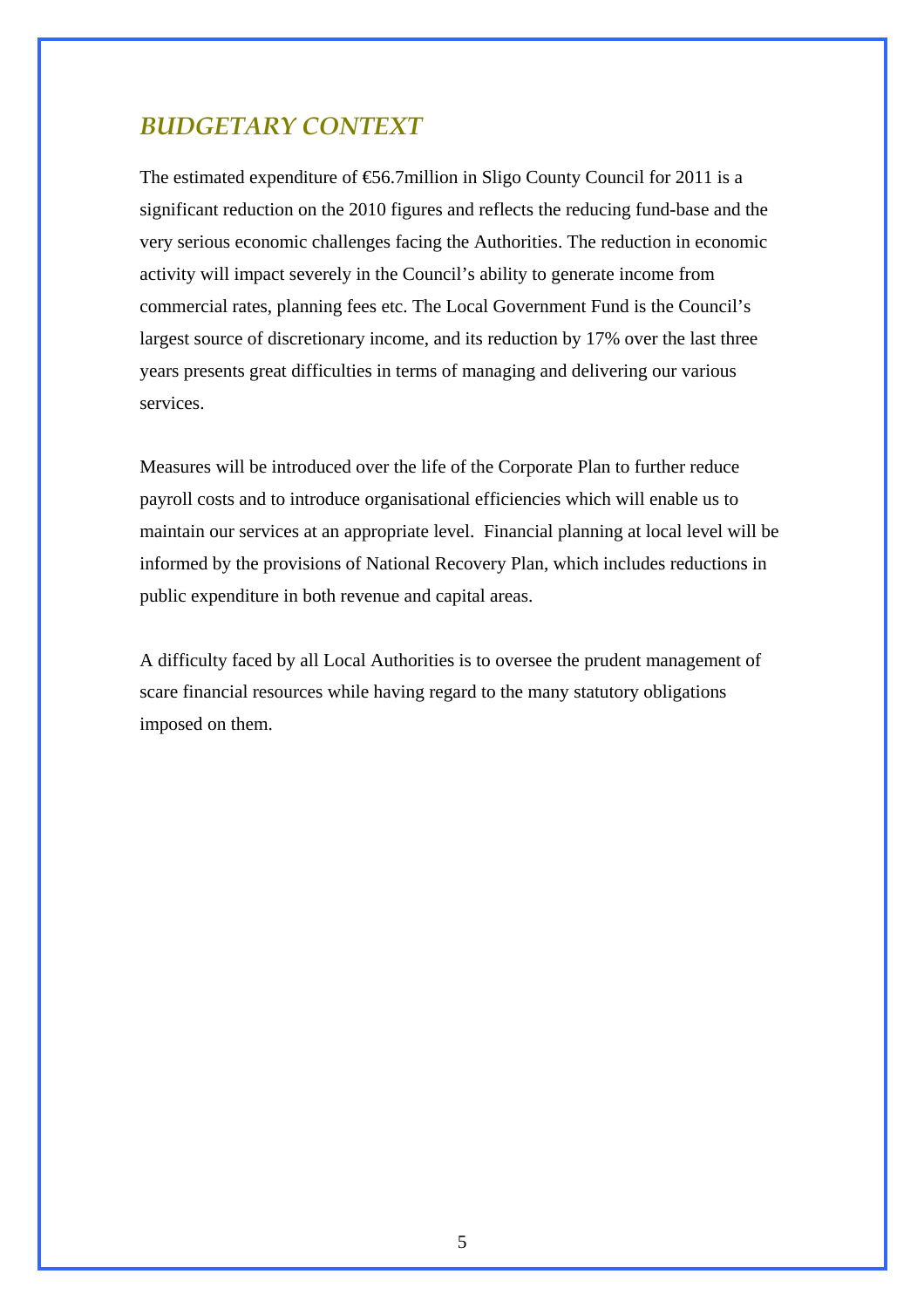## BUDGETARY CONTEXT

The estimated expenditure of €56.7million in Sligo County Council for 2011 is a significant reduction on the 2010 figures and reflects the reducing fund-base and the very serious economic challenges facing the Authorities. The reduction in economic activity will impact severely in the Council's ability to generate income from commercial rates, planning fees etc. The Local Government Fund is the Council's largest source of discretionary income, and its reduction by 17% over the last three years presents great difficulties in terms of managing and delivering our various services.

Measures will be introduced over the life of the Corporate Plan to further reduce payroll costs and to introduce organisational efficiencies which will enable us to maintain our services at an appropriate level. Financial planning at local level will be informed by the provisions of National Recovery Plan, which includes reductions in public expenditure in both revenue and capital areas.

A difficulty faced by all Local Authorities is to oversee the prudent management of scare financial resources while having regard to the many statutory obligations imposed on them.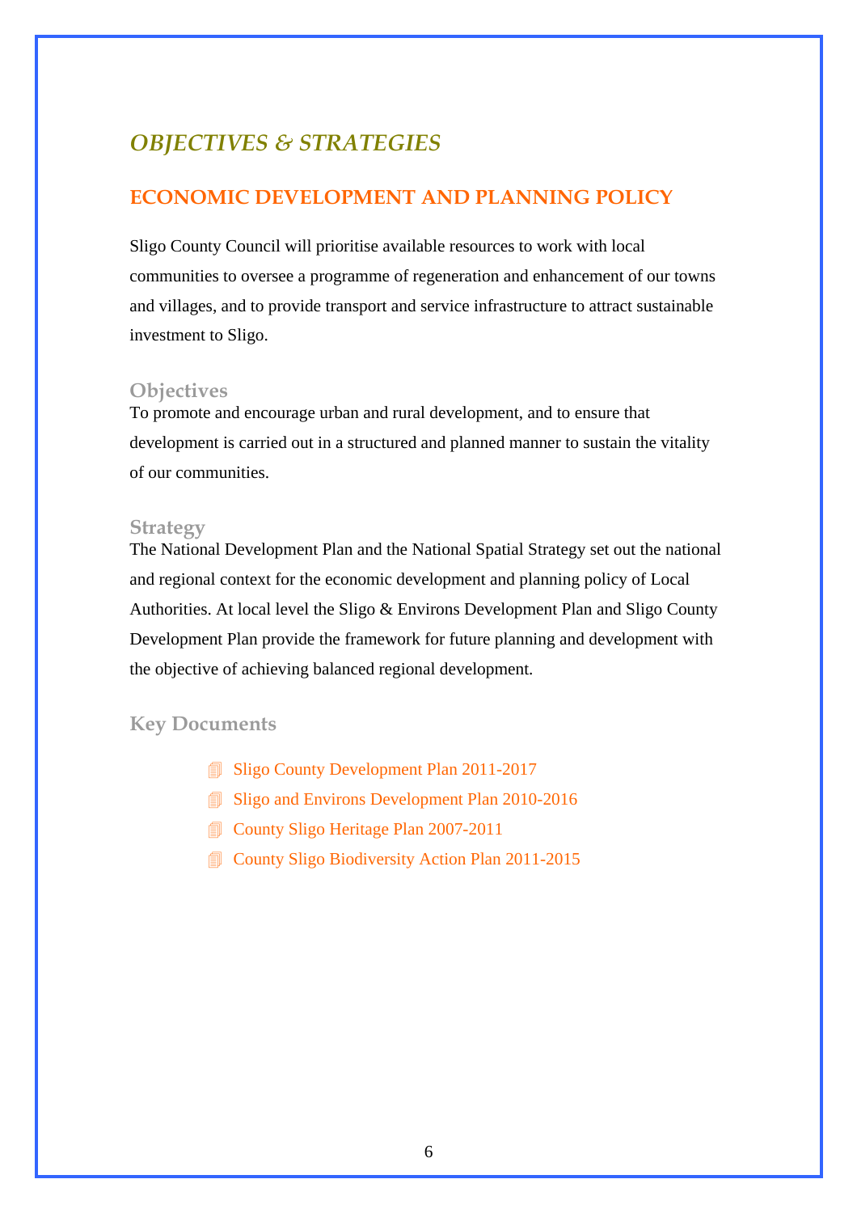# *OBJECTIVES & STRATEGIES*

## ECONOMIC DEVELOPMENT AND PLANNING POLICY

Sligo County Council will prioritise available resources to work with local communities to oversee a programme of regeneration and enhancement of our towns and villages, and to provide transport and service infrastructure to attract sustainable investment to Sligo.

### Objectives

To promote and encourage urban and rural development, and to ensure that development is carried out in a structured and planned manner to sustain the vitality of our communities.

### Strategy

The National Development Plan and the National Spatial Strategy set out the national and regional context for the economic development and planning policy of Local Authorities. At local level the Sligo & Environs Development Plan and Sligo County Development Plan provide the framework for future planning and development with the objective of achieving balanced regional development.

### Key Documents

- Sligo County Development Plan 2011-2017
- Sligo and Environs Development Plan 2010-2016
- County Sligo Heritage Plan 2007-2011
- County Sligo Biodiversity Action Plan 2011-2015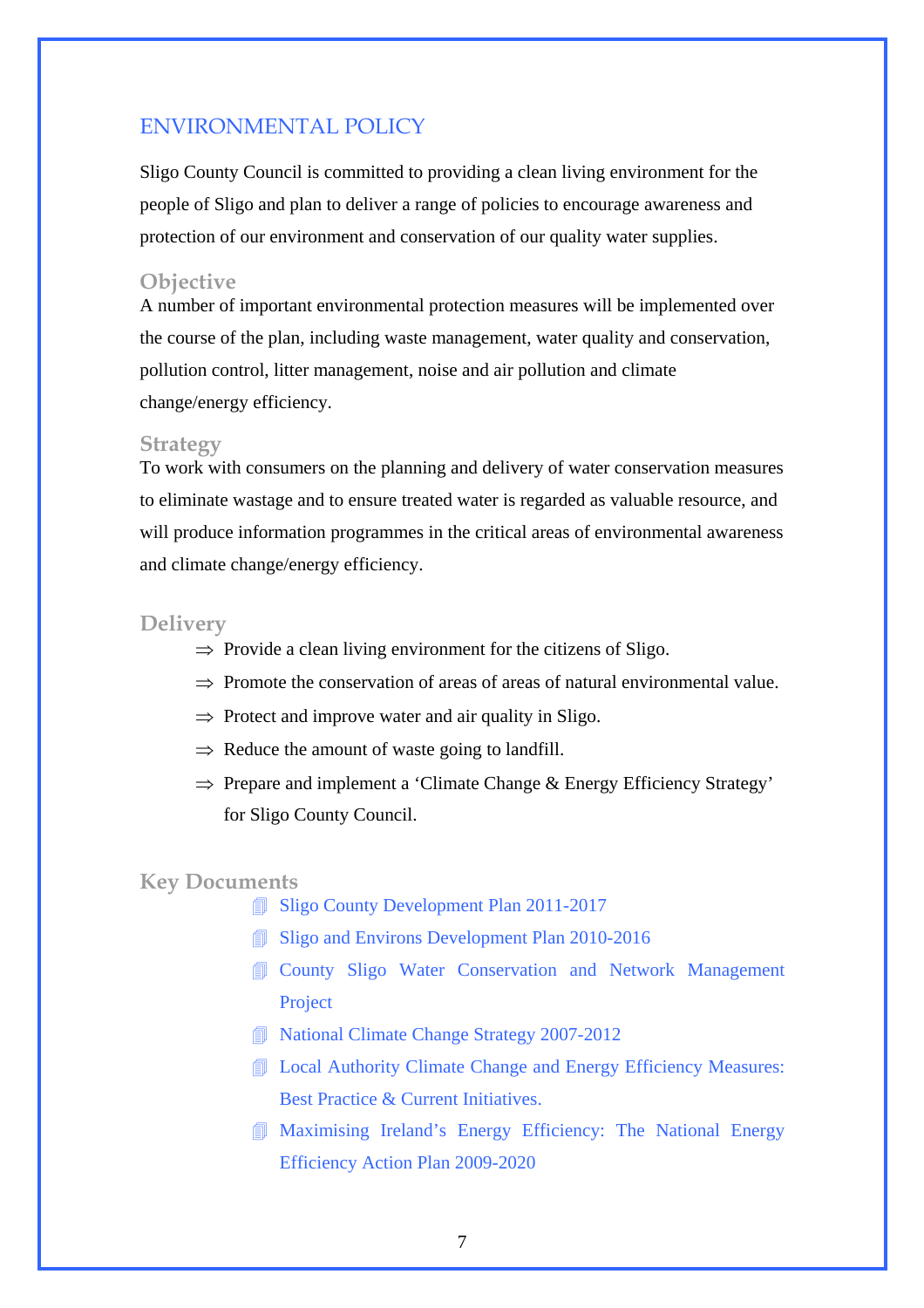## ENVIRONMENTAL POLICY

Sligo County Council is committed to providing a clean living environment for the people of Sligo and plan to deliver a range of policies to encourage awareness and protection of our environment and conservation of our quality water supplies.

### Objective

A number of important environmental protection measures will be implemented over the course of the plan, including waste management, water quality and conservation, pollution control, litter management, noise and air pollution and climate change/energy efficiency.

### Strategy

To work with consumers on the planning and delivery of water conservation measures to eliminate wastage and to ensure treated water is regarded as valuable resource, and will produce information programmes in the critical areas of environmental awareness and climate change/energy efficiency.

### Delivery

- ⇒ Provide a clean living environment for the citizens of Sligo.
- ⇒ Promote the conservation of areas of areas of natural environmental value.
- ⇒ Protect and improve water and air quality in Sligo.
- ⇒ Reduce the amount of waste going to landfill.
- ⇒ Prepare and implement a 'Climate Change & Energy Efficiency Strategy' for Sligo County Council.

### Key Documents

- Sligo County Development Plan 2011-2017
- Sligo and Environs Development Plan 2010-2016
- County Sligo Water Conservation and Network Management Project
- National Climate Change Strategy 2007-2012
- Local Authority Climate Change and Energy Efficiency Measures: Best Practice & Current Initiatives.
- Maximising Ireland's Energy Efficiency: The National Energy Efficiency Action Plan 2009-2020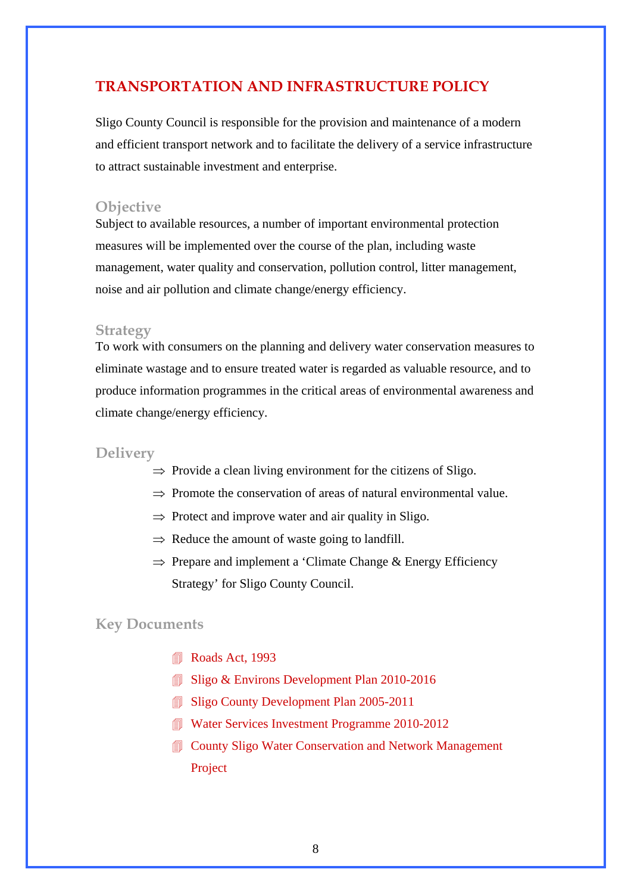## TRANSPORTATION AND INFRASTRUCTURE POLICY

Sligo County Council is responsible for the provision and maintenance of a modern and efficient transport network and to facilitate the delivery of a service infrastructure to attract sustainable investment and enterprise.

### Objective

Subject to available resources, a number of important environmental protection measures will be implemented over the course of the plan, including waste management, water quality and conservation, pollution control, litter management, noise and air pollution and climate change/energy efficiency.

### Strategy

To work with consumers on the planning and delivery water conservation measures to eliminate wastage and to ensure treated water is regarded as valuable resource, and to produce information programmes in the critical areas of environmental awareness and climate change/energy efficiency.

### Delivery

- ⇒ Provide a clean living environment for the citizens of Sligo.
- ⇒ Promote the conservation of areas of natural environmental value.
- ⇒ Protect and improve water and air quality in Sligo.
- ⇒ Reduce the amount of waste going to landfill.
- ⇒ Prepare and implement a 'Climate Change & Energy Efficiency Strategy' for Sligo County Council.

### Key Documents

- Roads Act, 1993
- Sligo & Environs Development Plan 2010-2016
- Sligo County Development Plan 2005-2011
- Water Services Investment Programme 2010-2012
- County Sligo Water Conservation and Network Management Project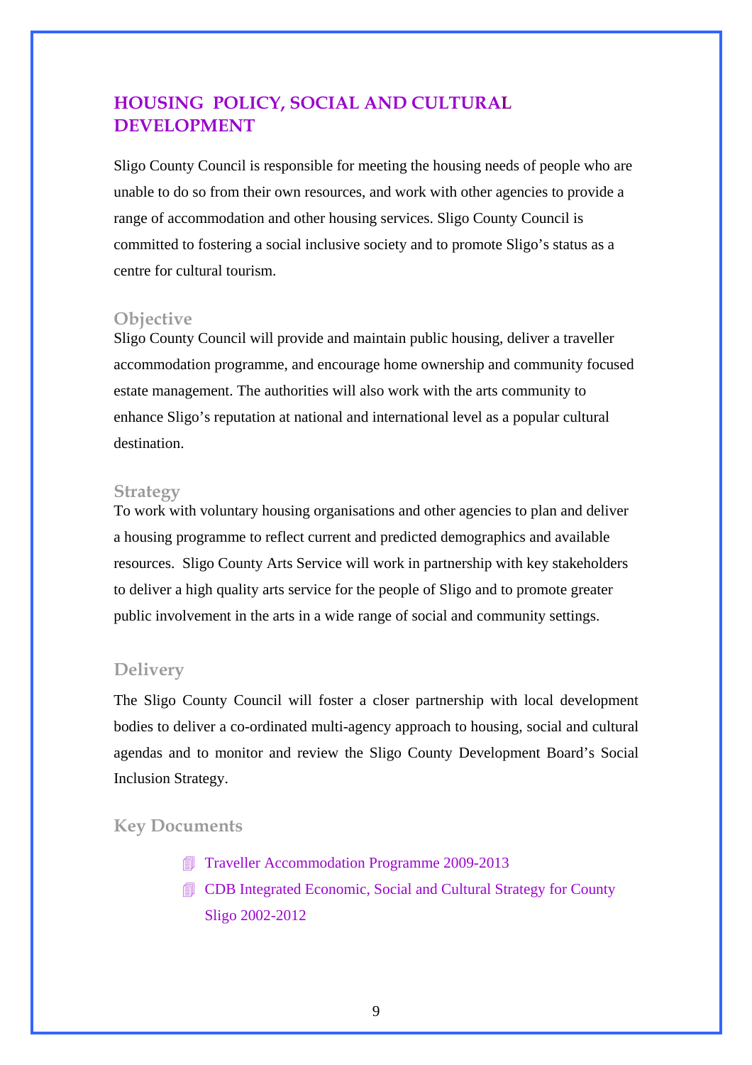## HOUSING POLICY, SOCIAL AND CULTURAL DEVELOPMENT

Sligo County Council is responsible for meeting the housing needs of people who are unable to do so from their own resources, and work with other agencies to provide a range of accommodation and other housing services. Sligo County Council is committed to fostering a social inclusive society and to promote Sligo's status as a centre for cultural tourism.

### Objective

Sligo County Council will provide and maintain public housing, deliver a traveller accommodation programme, and encourage home ownership and community focused estate management. The authorities will also work with the arts community to enhance Sligo's reputation at national and international level as a popular cultural destination.

### Strategy

To work with voluntary housing organisations and other agencies to plan and deliver a housing programme to reflect current and predicted demographics and available resources. Sligo County Arts Service will work in partnership with key stakeholders to deliver a high quality arts service for the people of Sligo and to promote greater public involvement in the arts in a wide range of social and community settings.

### Delivery

The Sligo County Council will foster a closer partnership with local development bodies to deliver a co-ordinated multi-agency approach to housing, social and cultural agendas and to monitor and review the Sligo County Development Board's Social Inclusion Strategy.

### Key Documents

- Traveller Accommodation Programme 2009-2013
- CDB Integrated Economic, Social and Cultural Strategy for County Sligo 2002-2012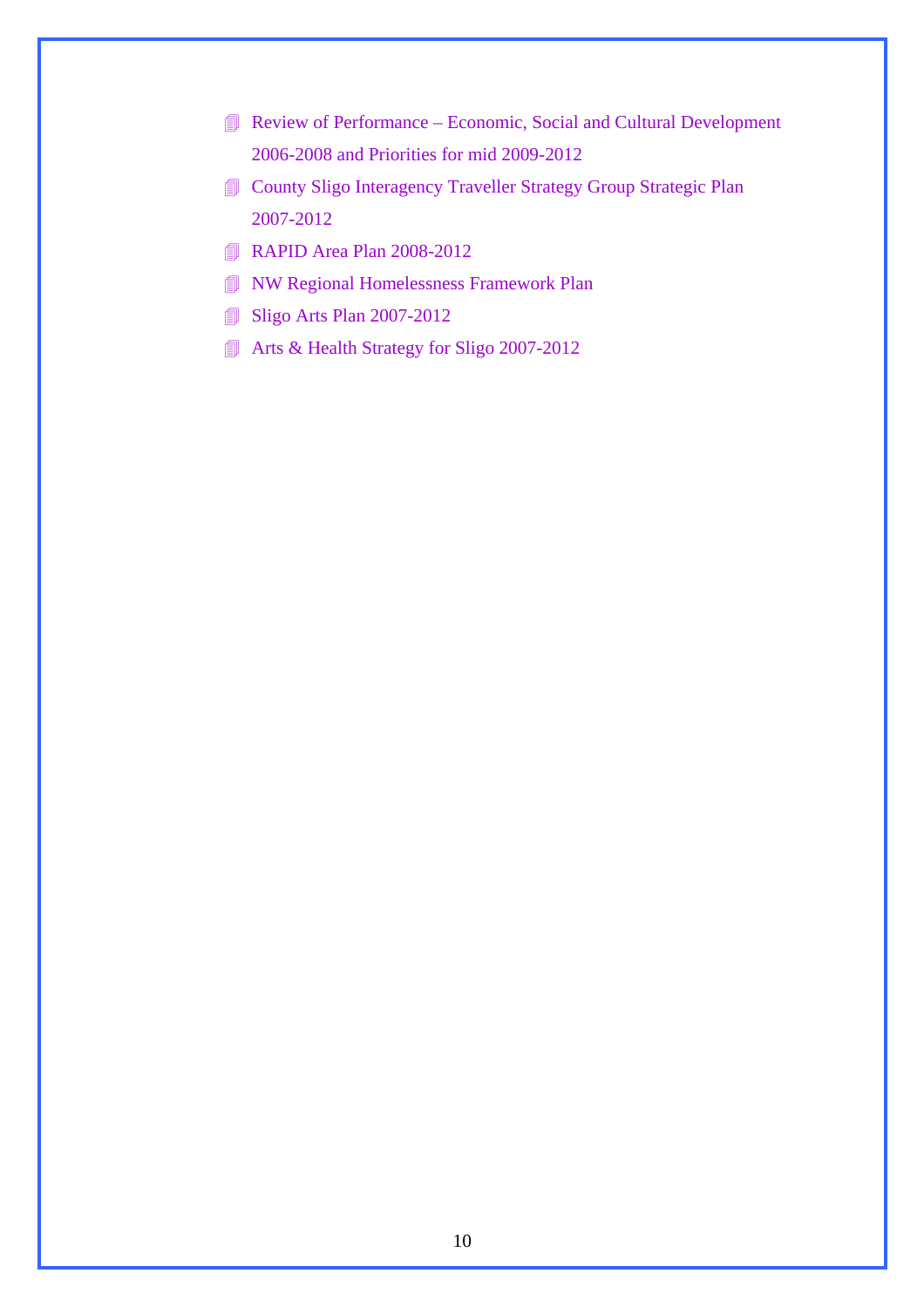- Review of Performance – Economic, Social and Cultural Development 2006-2008 and Priorities for mid 2009-2012
- County Sligo Interagency Traveller Strategy Group Strategic Plan 2007-2012
- RAPID Area Plan 2008-2012
- NW Regional Homelessness Framework Plan
- Sligo Arts Plan 2007-2012
- Arts & Health Strategy for Sligo 2007-2012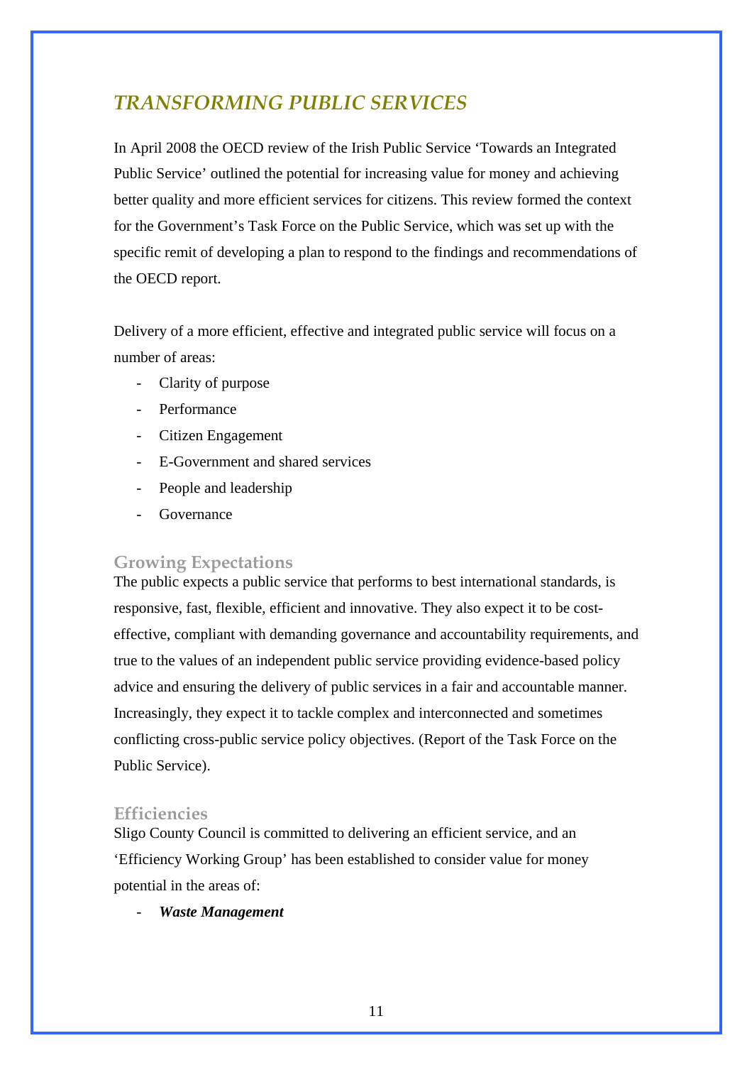# *TRANSFORMING PUBLIC SERVICES*

In April 2008 the OECD review of the Irish Public Service 'Towards an Integrated Public Service' outlined the potential for increasing value for money and achieving better quality and more efficient services for citizens. This review formed the context for the Government's Task Force on the Public Service, which was set up with the specific remit of developing a plan to respond to the findings and recommendations of the OECD report.

Delivery of a more efficient, effective and integrated public service will focus on a number of areas:

- Clarity of purpose
- Performance
- Citizen Engagement
- E-Government and shared services
- People and leadership
- Governance

## Growing Expectations

The public expects a public service that performs to best international standards, is responsive, fast, flexible, efficient and innovative. They also expect it to be cost-effective, compliant with demanding governance and accountability requirements, and true to the values of an independent public service providing evidence-based policy advice and ensuring the delivery of public services in a fair and accountable manner. Increasingly, they expect it to tackle complex and interconnected and sometimes conflicting cross-public service policy objectives. (Report of the Task Force on the Public Service).

## Efficiencies

Sligo County Council is committed to delivering an efficient service, and an 'Efficiency Working Group' has been established to consider value for money potential in the areas of:

- ***Waste Management***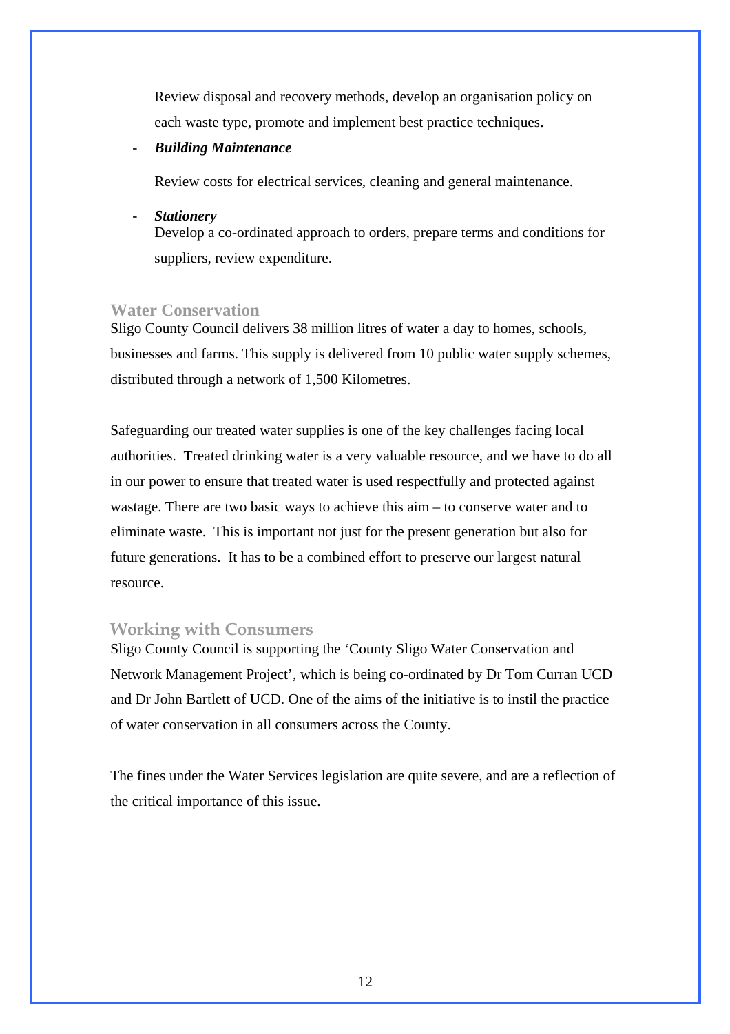Review disposal and recovery methods, develop an organisation policy on each waste type, promote and implement best practice techniques.

- ***Building Maintenance***

  Review costs for electrical services, cleaning and general maintenance.

- ***Stationery***
  Develop a co-ordinated approach to orders, prepare terms and conditions for suppliers, review expenditure.

## Water Conservation

Sligo County Council delivers 38 million litres of water a day to homes, schools, businesses and farms. This supply is delivered from 10 public water supply schemes, distributed through a network of 1,500 Kilometres.

Safeguarding our treated water supplies is one of the key challenges facing local authorities. Treated drinking water is a very valuable resource, and we have to do all in our power to ensure that treated water is used respectfully and protected against wastage. There are two basic ways to achieve this aim – to conserve water and to eliminate waste. This is important not just for the present generation but also for future generations. It has to be a combined effort to preserve our largest natural resource.

## Working with Consumers

Sligo County Council is supporting the 'County Sligo Water Conservation and Network Management Project', which is being co-ordinated by Dr Tom Curran UCD and Dr John Bartlett of UCD. One of the aims of the initiative is to instil the practice of water conservation in all consumers across the County.

The fines under the Water Services legislation are quite severe, and are a reflection of the critical importance of this issue.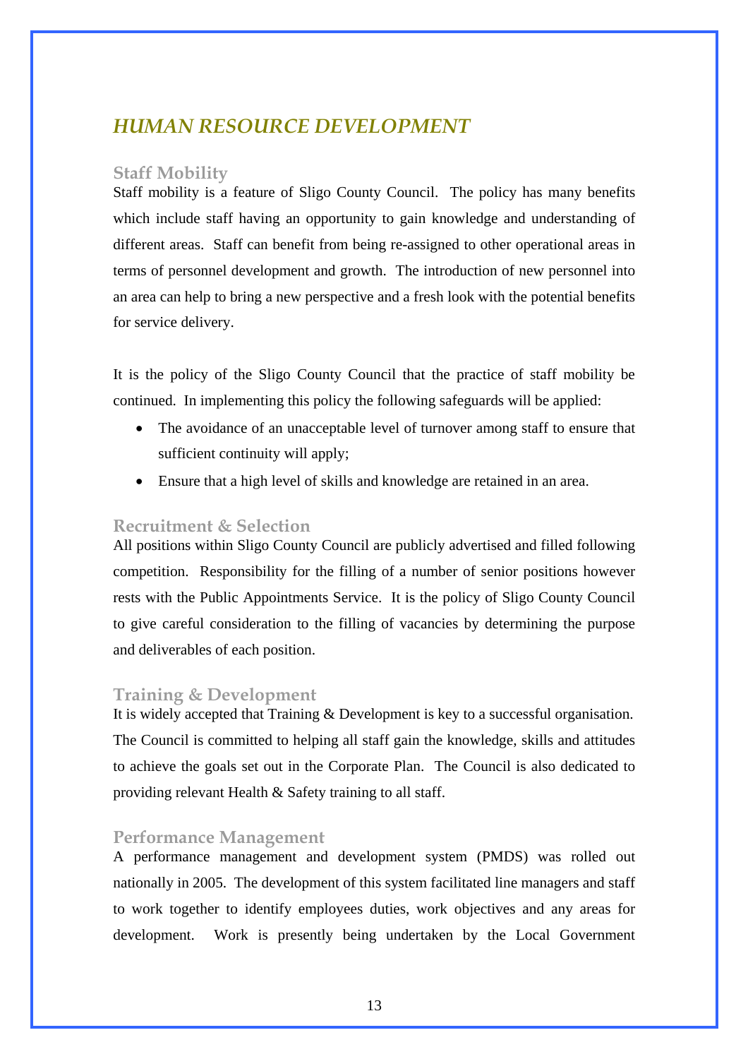## *HUMAN RESOURCE DEVELOPMENT*

### Staff Mobility

Staff mobility is a feature of Sligo County Council. The policy has many benefits which include staff having an opportunity to gain knowledge and understanding of different areas. Staff can benefit from being re-assigned to other operational areas in terms of personnel development and growth. The introduction of new personnel into an area can help to bring a new perspective and a fresh look with the potential benefits for service delivery.

It is the policy of the Sligo County Council that the practice of staff mobility be continued. In implementing this policy the following safeguards will be applied:

- The avoidance of an unacceptable level of turnover among staff to ensure that sufficient continuity will apply;
- Ensure that a high level of skills and knowledge are retained in an area.

### Recruitment & Selection

All positions within Sligo County Council are publicly advertised and filled following competition. Responsibility for the filling of a number of senior positions however rests with the Public Appointments Service. It is the policy of Sligo County Council to give careful consideration to the filling of vacancies by determining the purpose and deliverables of each position.

### Training & Development

It is widely accepted that Training & Development is key to a successful organisation. The Council is committed to helping all staff gain the knowledge, skills and attitudes to achieve the goals set out in the Corporate Plan. The Council is also dedicated to providing relevant Health & Safety training to all staff.

### Performance Management

A performance management and development system (PMDS) was rolled out nationally in 2005. The development of this system facilitated line managers and staff to work together to identify employees duties, work objectives and any areas for development. Work is presently being undertaken by the Local Government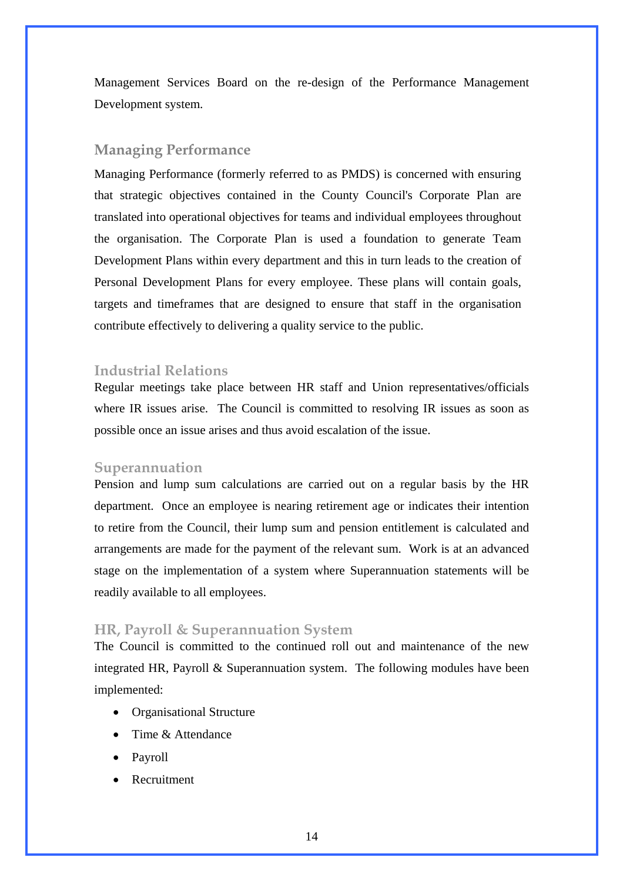Management Services Board on the re-design of the Performance Management Development system.

## Managing Performance

Managing Performance (formerly referred to as PMDS) is concerned with ensuring that strategic objectives contained in the County Council's Corporate Plan are translated into operational objectives for teams and individual employees throughout the organisation. The Corporate Plan is used a foundation to generate Team Development Plans within every department and this in turn leads to the creation of Personal Development Plans for every employee. These plans will contain goals, targets and timeframes that are designed to ensure that staff in the organisation contribute effectively to delivering a quality service to the public.

## Industrial Relations

Regular meetings take place between HR staff and Union representatives/officials where IR issues arise. The Council is committed to resolving IR issues as soon as possible once an issue arises and thus avoid escalation of the issue.

## Superannuation

Pension and lump sum calculations are carried out on a regular basis by the HR department. Once an employee is nearing retirement age or indicates their intention to retire from the Council, their lump sum and pension entitlement is calculated and arrangements are made for the payment of the relevant sum. Work is at an advanced stage on the implementation of a system where Superannuation statements will be readily available to all employees.

## HR, Payroll & Superannuation System

The Council is committed to the continued roll out and maintenance of the new integrated HR, Payroll & Superannuation system. The following modules have been implemented:

- Organisational Structure
- Time & Attendance
- Payroll
- Recruitment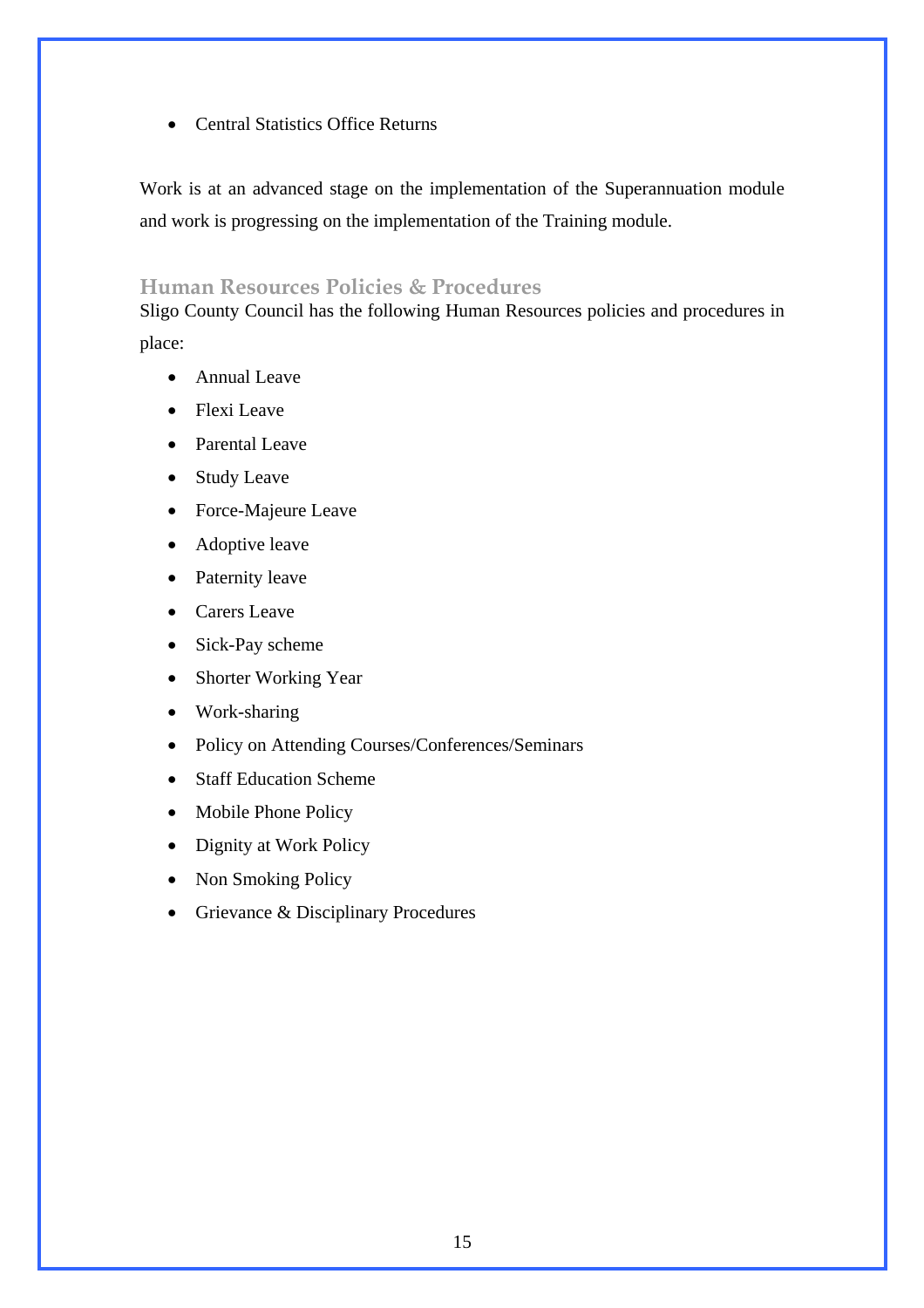- Central Statistics Office Returns

Work is at an advanced stage on the implementation of the Superannuation module and work is progressing on the implementation of the Training module.

## Human Resources Policies & Procedures

Sligo County Council has the following Human Resources policies and procedures in place:

- Annual Leave
- Flexi Leave
- Parental Leave
- Study Leave
- Force-Majeure Leave
- Adoptive leave
- Paternity leave
- Carers Leave
- Sick-Pay scheme
- Shorter Working Year
- Work-sharing
- Policy on Attending Courses/Conferences/Seminars
- Staff Education Scheme
- Mobile Phone Policy
- Dignity at Work Policy
- Non Smoking Policy
- Grievance & Disciplinary Procedures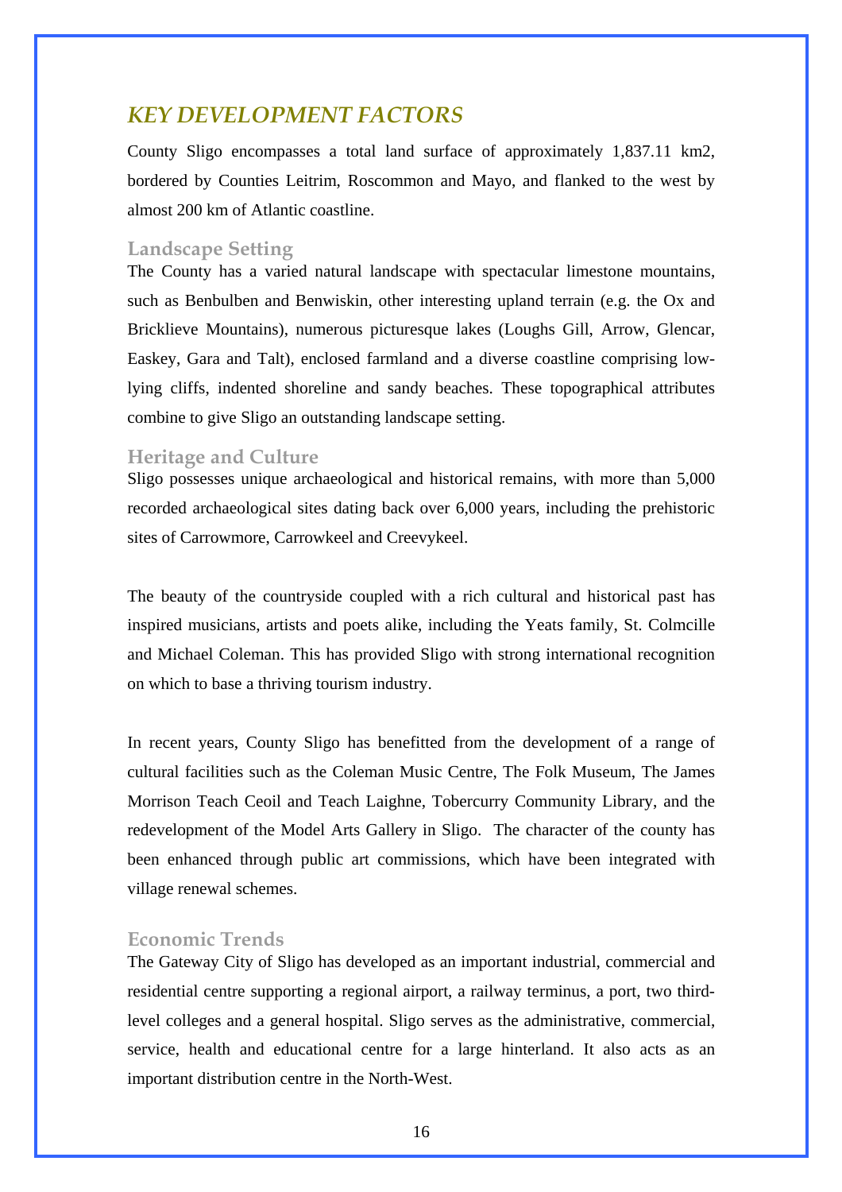## KEY DEVELOPMENT FACTORS

County Sligo encompasses a total land surface of approximately 1,837.11 km2, bordered by Counties Leitrim, Roscommon and Mayo, and flanked to the west by almost 200 km of Atlantic coastline.

### Landscape Setting

The County has a varied natural landscape with spectacular limestone mountains, such as Benbulben and Benwiskin, other interesting upland terrain (e.g. the Ox and Bricklieve Mountains), numerous picturesque lakes (Loughs Gill, Arrow, Glencar, Easkey, Gara and Talt), enclosed farmland and a diverse coastline comprising low-lying cliffs, indented shoreline and sandy beaches. These topographical attributes combine to give Sligo an outstanding landscape setting.

### Heritage and Culture

Sligo possesses unique archaeological and historical remains, with more than 5,000 recorded archaeological sites dating back over 6,000 years, including the prehistoric sites of Carrowmore, Carrowkeel and Creevykeel.

The beauty of the countryside coupled with a rich cultural and historical past has inspired musicians, artists and poets alike, including the Yeats family, St. Colmcille and Michael Coleman. This has provided Sligo with strong international recognition on which to base a thriving tourism industry.

In recent years, County Sligo has benefitted from the development of a range of cultural facilities such as the Coleman Music Centre, The Folk Museum, The James Morrison Teach Ceoil and Teach Laighne, Tobercurry Community Library, and the redevelopment of the Model Arts Gallery in Sligo. The character of the county has been enhanced through public art commissions, which have been integrated with village renewal schemes.

### Economic Trends

The Gateway City of Sligo has developed as an important industrial, commercial and residential centre supporting a regional airport, a railway terminus, a port, two third-level colleges and a general hospital. Sligo serves as the administrative, commercial, service, health and educational centre for a large hinterland. It also acts as an important distribution centre in the North-West.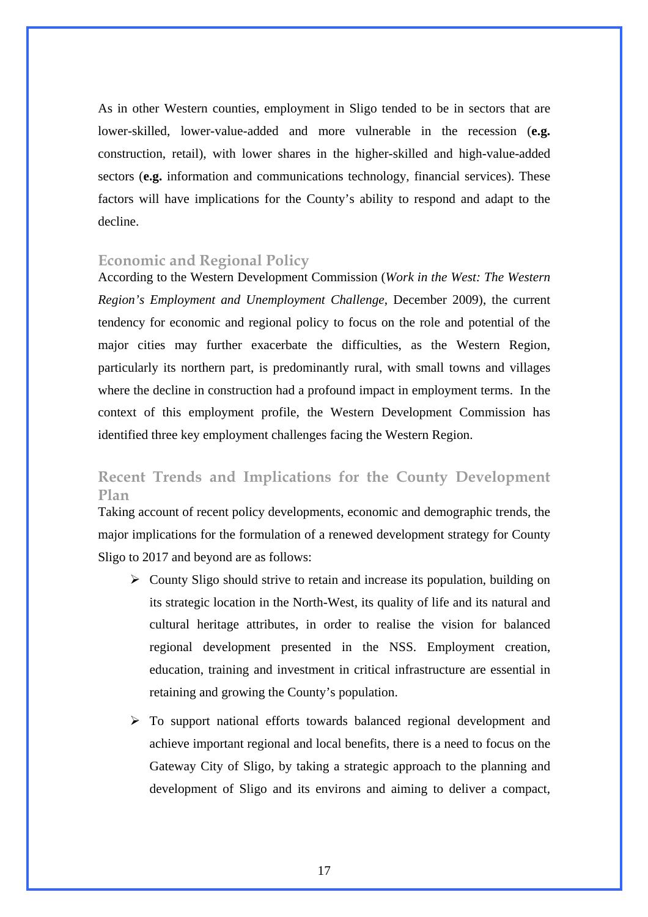As in other Western counties, employment in Sligo tended to be in sectors that are lower-skilled, lower-value-added and more vulnerable in the recession (**e.g.** construction, retail), with lower shares in the higher-skilled and high-value-added sectors (**e.g.** information and communications technology, financial services). These factors will have implications for the County's ability to respond and adapt to the decline.

### Economic and Regional Policy

According to the Western Development Commission (*Work in the West: The Western Region's Employment and Unemployment Challenge*, December 2009), the current tendency for economic and regional policy to focus on the role and potential of the major cities may further exacerbate the difficulties, as the Western Region, particularly its northern part, is predominantly rural, with small towns and villages where the decline in construction had a profound impact in employment terms. In the context of this employment profile, the Western Development Commission has identified three key employment challenges facing the Western Region.

### Recent Trends and Implications for the County Development Plan

Taking account of recent policy developments, economic and demographic trends, the major implications for the formulation of a renewed development strategy for County Sligo to 2017 and beyond are as follows:

- County Sligo should strive to retain and increase its population, building on its strategic location in the North-West, its quality of life and its natural and cultural heritage attributes, in order to realise the vision for balanced regional development presented in the NSS. Employment creation, education, training and investment in critical infrastructure are essential in retaining and growing the County's population.
- To support national efforts towards balanced regional development and achieve important regional and local benefits, there is a need to focus on the Gateway City of Sligo, by taking a strategic approach to the planning and development of Sligo and its environs and aiming to deliver a compact,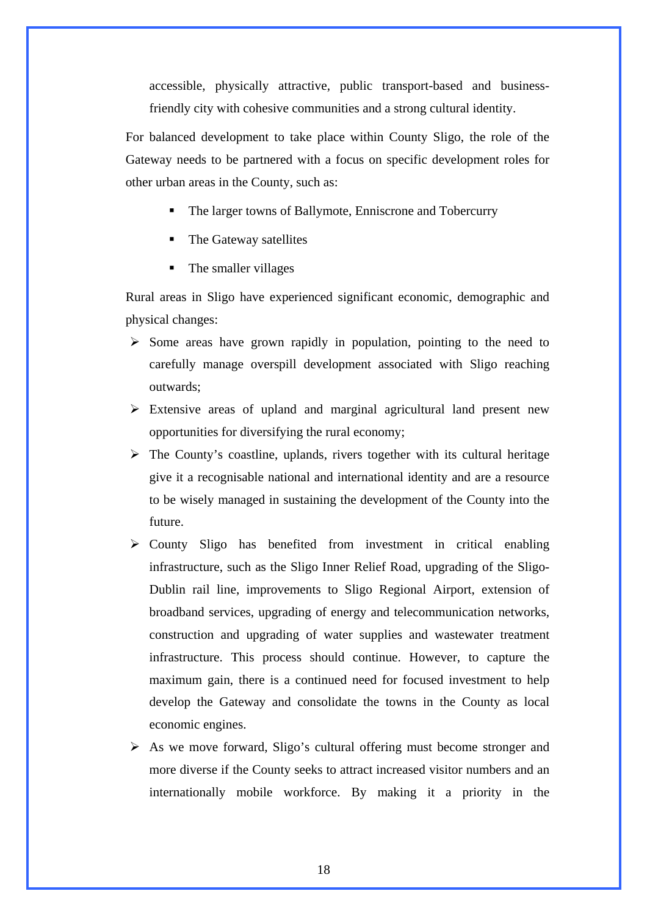accessible, physically attractive, public transport-based and business-friendly city with cohesive communities and a strong cultural identity.

For balanced development to take place within County Sligo, the role of the Gateway needs to be partnered with a focus on specific development roles for other urban areas in the County, such as:

- The larger towns of Ballymote, Enniscrone and Tobercurry
- The Gateway satellites
- The smaller villages

Rural areas in Sligo have experienced significant economic, demographic and physical changes:

- Some areas have grown rapidly in population, pointing to the need to carefully manage overspill development associated with Sligo reaching outwards;
- Extensive areas of upland and marginal agricultural land present new opportunities for diversifying the rural economy;
- The County's coastline, uplands, rivers together with its cultural heritage give it a recognisable national and international identity and are a resource to be wisely managed in sustaining the development of the County into the future.
- County Sligo has benefited from investment in critical enabling infrastructure, such as the Sligo Inner Relief Road, upgrading of the Sligo-Dublin rail line, improvements to Sligo Regional Airport, extension of broadband services, upgrading of energy and telecommunication networks, construction and upgrading of water supplies and wastewater treatment infrastructure. This process should continue. However, to capture the maximum gain, there is a continued need for focused investment to help develop the Gateway and consolidate the towns in the County as local economic engines.
- As we move forward, Sligo's cultural offering must become stronger and more diverse if the County seeks to attract increased visitor numbers and an internationally mobile workforce. By making it a priority in the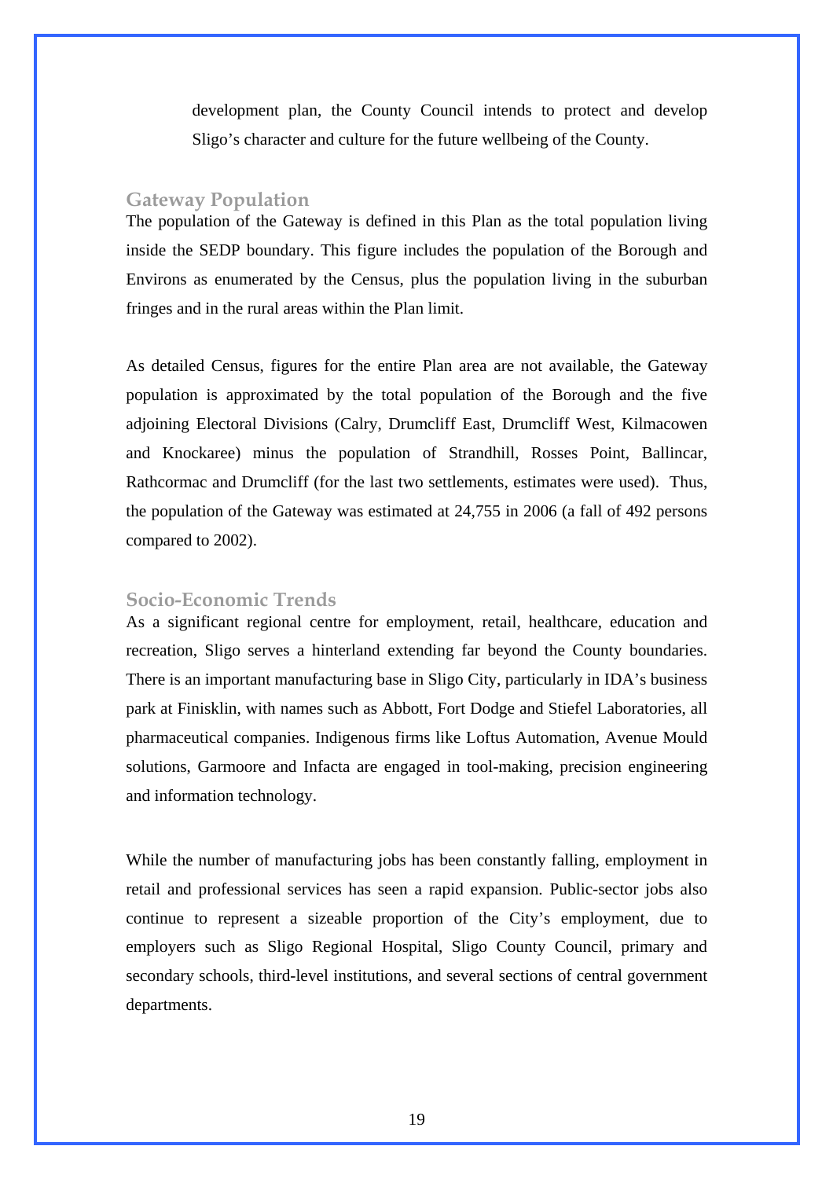development plan, the County Council intends to protect and develop Sligo's character and culture for the future wellbeing of the County.

## Gateway Population

The population of the Gateway is defined in this Plan as the total population living inside the SEDP boundary. This figure includes the population of the Borough and Environs as enumerated by the Census, plus the population living in the suburban fringes and in the rural areas within the Plan limit.

As detailed Census, figures for the entire Plan area are not available, the Gateway population is approximated by the total population of the Borough and the five adjoining Electoral Divisions (Calry, Drumcliff East, Drumcliff West, Kilmacowen and Knockaree) minus the population of Strandhill, Rosses Point, Ballincar, Rathcormac and Drumcliff (for the last two settlements, estimates were used). Thus, the population of the Gateway was estimated at 24,755 in 2006 (a fall of 492 persons compared to 2002).

## Socio-Economic Trends

As a significant regional centre for employment, retail, healthcare, education and recreation, Sligo serves a hinterland extending far beyond the County boundaries. There is an important manufacturing base in Sligo City, particularly in IDA's business park at Finisklin, with names such as Abbott, Fort Dodge and Stiefel Laboratories, all pharmaceutical companies. Indigenous firms like Loftus Automation, Avenue Mould solutions, Garmoore and Infacta are engaged in tool-making, precision engineering and information technology.

While the number of manufacturing jobs has been constantly falling, employment in retail and professional services has seen a rapid expansion. Public-sector jobs also continue to represent a sizeable proportion of the City's employment, due to employers such as Sligo Regional Hospital, Sligo County Council, primary and secondary schools, third-level institutions, and several sections of central government departments.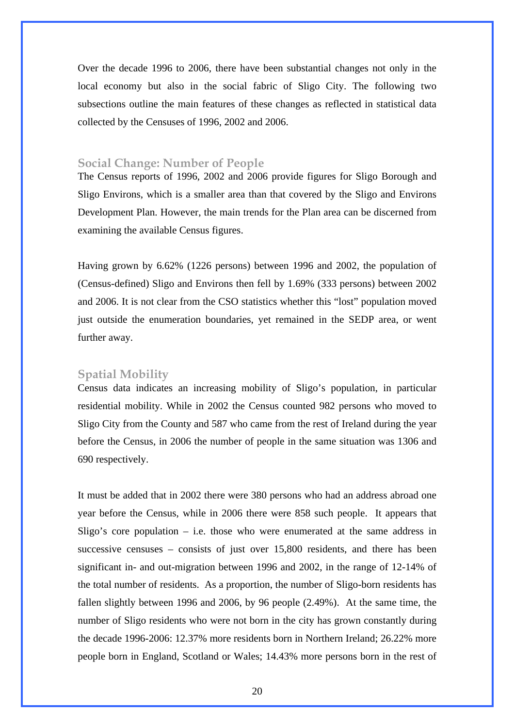Over the decade 1996 to 2006, there have been substantial changes not only in the local economy but also in the social fabric of Sligo City. The following two subsections outline the main features of these changes as reflected in statistical data collected by the Censuses of 1996, 2002 and 2006.

### Social Change: Number of People

The Census reports of 1996, 2002 and 2006 provide figures for Sligo Borough and Sligo Environs, which is a smaller area than that covered by the Sligo and Environs Development Plan. However, the main trends for the Plan area can be discerned from examining the available Census figures.

Having grown by 6.62% (1226 persons) between 1996 and 2002, the population of (Census-defined) Sligo and Environs then fell by 1.69% (333 persons) between 2002 and 2006. It is not clear from the CSO statistics whether this "lost" population moved just outside the enumeration boundaries, yet remained in the SEDP area, or went further away.

### Spatial Mobility

Census data indicates an increasing mobility of Sligo's population, in particular residential mobility. While in 2002 the Census counted 982 persons who moved to Sligo City from the County and 587 who came from the rest of Ireland during the year before the Census, in 2006 the number of people in the same situation was 1306 and 690 respectively.

It must be added that in 2002 there were 380 persons who had an address abroad one year before the Census, while in 2006 there were 858 such people. It appears that Sligo's core population – i.e. those who were enumerated at the same address in successive censuses – consists of just over 15,800 residents, and there has been significant in- and out-migration between 1996 and 2002, in the range of 12-14% of the total number of residents. As a proportion, the number of Sligo-born residents has fallen slightly between 1996 and 2006, by 96 people (2.49%). At the same time, the number of Sligo residents who were not born in the city has grown constantly during the decade 1996-2006: 12.37% more residents born in Northern Ireland; 26.22% more people born in England, Scotland or Wales; 14.43% more persons born in the rest of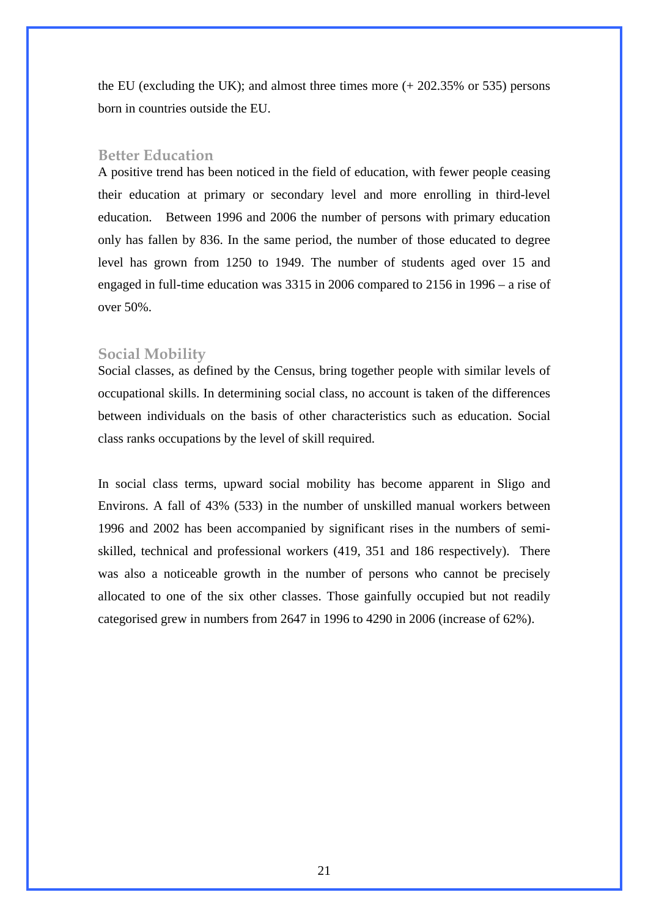the EU (excluding the UK); and almost three times more (+ 202.35% or 535) persons born in countries outside the EU.

## Better Education

A positive trend has been noticed in the field of education, with fewer people ceasing their education at primary or secondary level and more enrolling in third-level education. Between 1996 and 2006 the number of persons with primary education only has fallen by 836. In the same period, the number of those educated to degree level has grown from 1250 to 1949. The number of students aged over 15 and engaged in full-time education was 3315 in 2006 compared to 2156 in 1996 – a rise of over 50%.

## Social Mobility

Social classes, as defined by the Census, bring together people with similar levels of occupational skills. In determining social class, no account is taken of the differences between individuals on the basis of other characteristics such as education. Social class ranks occupations by the level of skill required.

In social class terms, upward social mobility has become apparent in Sligo and Environs. A fall of 43% (533) in the number of unskilled manual workers between 1996 and 2002 has been accompanied by significant rises in the numbers of semi-skilled, technical and professional workers (419, 351 and 186 respectively). There was also a noticeable growth in the number of persons who cannot be precisely allocated to one of the six other classes. Those gainfully occupied but not readily categorised grew in numbers from 2647 in 1996 to 4290 in 2006 (increase of 62%).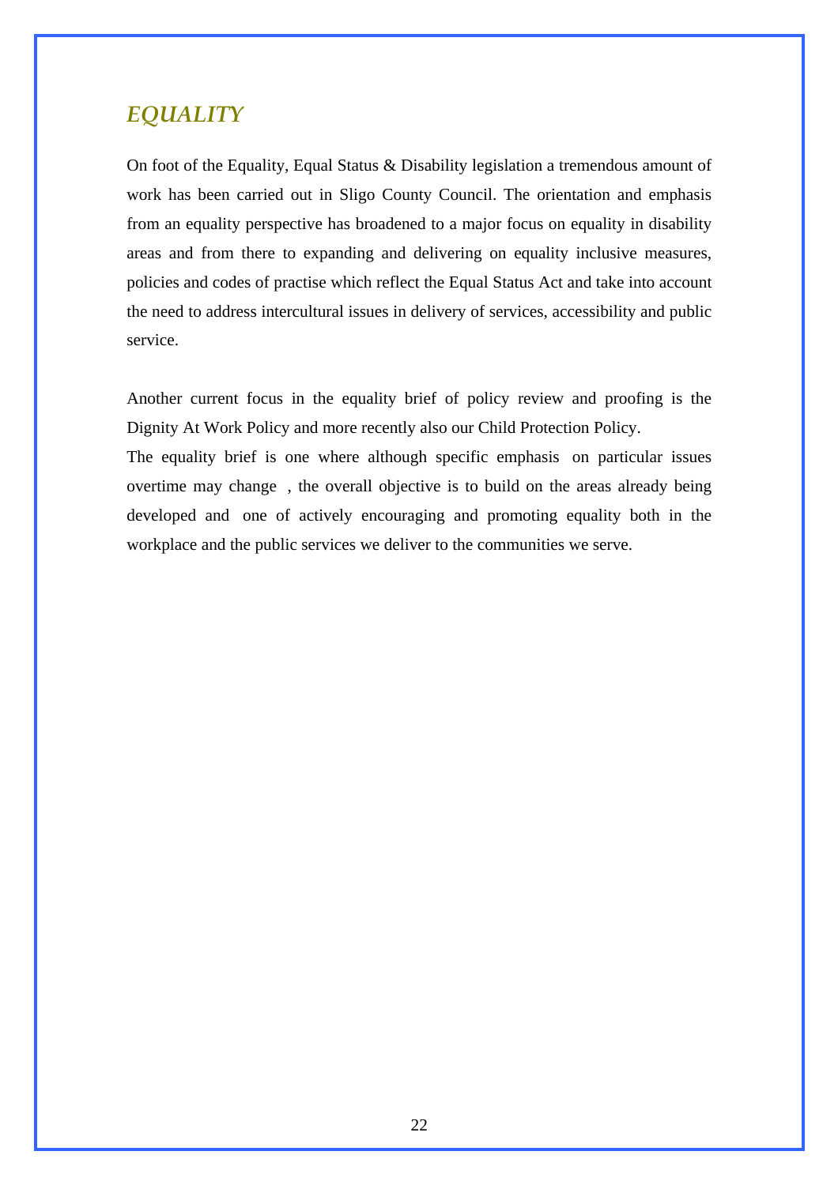## *EQUALITY*

On foot of the Equality, Equal Status & Disability legislation a tremendous amount of work has been carried out in Sligo County Council. The orientation and emphasis from an equality perspective has broadened to a major focus on equality in disability areas and from there to expanding and delivering on equality inclusive measures, policies and codes of practise which reflect the Equal Status Act and take into account the need to address intercultural issues in delivery of services, accessibility and public service.

Another current focus in the equality brief of policy review and proofing is the Dignity At Work Policy and more recently also our Child Protection Policy.

The equality brief is one where although specific emphasis on particular issues overtime may change , the overall objective is to build on the areas already being developed and one of actively encouraging and promoting equality both in the workplace and the public services we deliver to the communities we serve.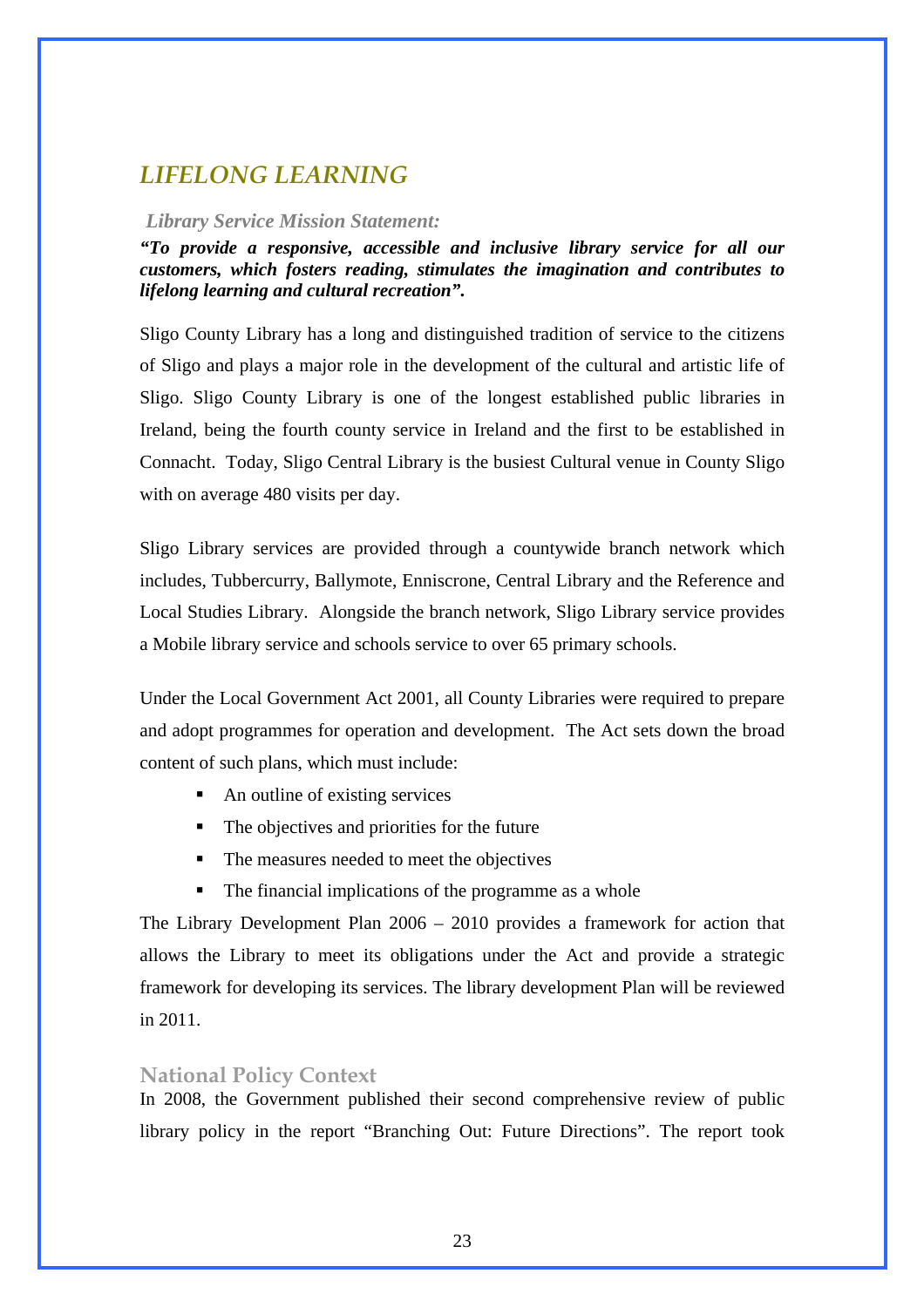## *LIFELONG LEARNING*

### *Library Service Mission Statement:*

***"To provide a responsive, accessible and inclusive library service for all our customers, which fosters reading, stimulates the imagination and contributes to lifelong learning and cultural recreation".***

Sligo County Library has a long and distinguished tradition of service to the citizens of Sligo and plays a major role in the development of the cultural and artistic life of Sligo. Sligo County Library is one of the longest established public libraries in Ireland, being the fourth county service in Ireland and the first to be established in Connacht. Today, Sligo Central Library is the busiest Cultural venue in County Sligo with on average 480 visits per day.

Sligo Library services are provided through a countywide branch network which includes, Tubbercurry, Ballymote, Enniscrone, Central Library and the Reference and Local Studies Library. Alongside the branch network, Sligo Library service provides a Mobile library service and schools service to over 65 primary schools.

Under the Local Government Act 2001, all County Libraries were required to prepare and adopt programmes for operation and development. The Act sets down the broad content of such plans, which must include:

- An outline of existing services
- The objectives and priorities for the future
- The measures needed to meet the objectives
- The financial implications of the programme as a whole

The Library Development Plan 2006 – 2010 provides a framework for action that allows the Library to meet its obligations under the Act and provide a strategic framework for developing its services. The library development Plan will be reviewed in 2011.

### National Policy Context

In 2008, the Government published their second comprehensive review of public library policy in the report "Branching Out: Future Directions". The report took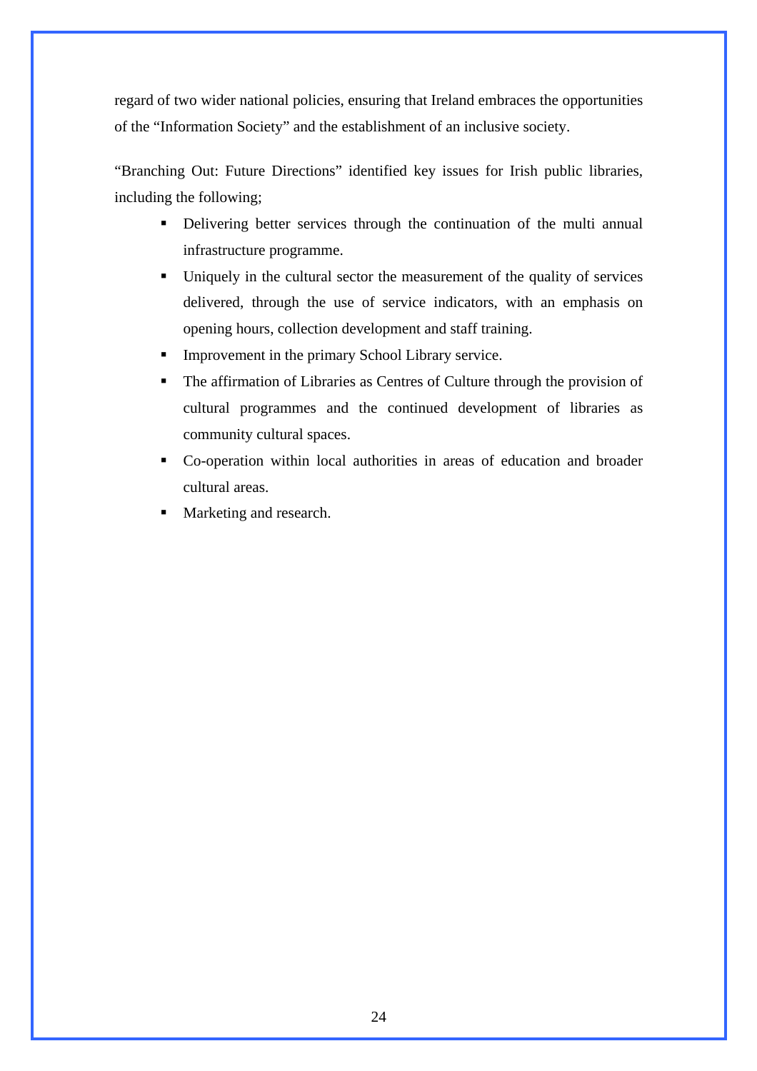regard of two wider national policies, ensuring that Ireland embraces the opportunities of the “Information Society” and the establishment of an inclusive society.

“Branching Out: Future Directions” identified key issues for Irish public libraries, including the following;

- Delivering better services through the continuation of the multi annual infrastructure programme.
- Uniquely in the cultural sector the measurement of the quality of services delivered, through the use of service indicators, with an emphasis on opening hours, collection development and staff training.
- Improvement in the primary School Library service.
- The affirmation of Libraries as Centres of Culture through the provision of cultural programmes and the continued development of libraries as community cultural spaces.
- Co-operation within local authorities in areas of education and broader cultural areas.
- Marketing and research.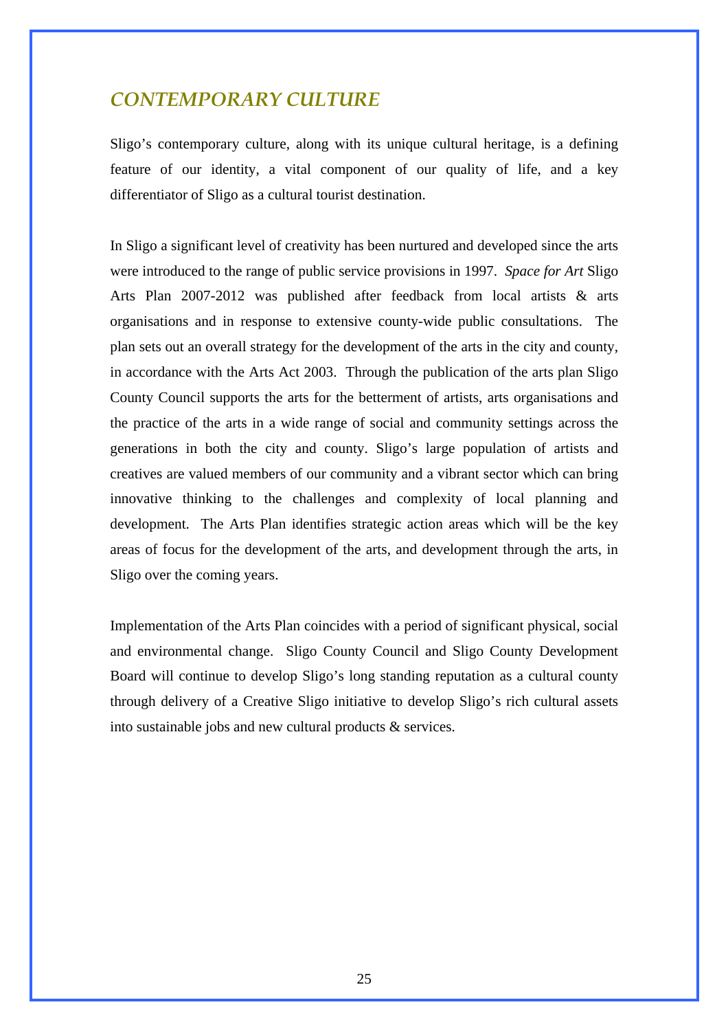## CONTEMPORARY CULTURE

Sligo's contemporary culture, along with its unique cultural heritage, is a defining feature of our identity, a vital component of our quality of life, and a key differentiator of Sligo as a cultural tourist destination.

In Sligo a significant level of creativity has been nurtured and developed since the arts were introduced to the range of public service provisions in 1997. *Space for Art* Sligo Arts Plan 2007-2012 was published after feedback from local artists & arts organisations and in response to extensive county-wide public consultations. The plan sets out an overall strategy for the development of the arts in the city and county, in accordance with the Arts Act 2003. Through the publication of the arts plan Sligo County Council supports the arts for the betterment of artists, arts organisations and the practice of the arts in a wide range of social and community settings across the generations in both the city and county. Sligo's large population of artists and creatives are valued members of our community and a vibrant sector which can bring innovative thinking to the challenges and complexity of local planning and development. The Arts Plan identifies strategic action areas which will be the key areas of focus for the development of the arts, and development through the arts, in Sligo over the coming years.

Implementation of the Arts Plan coincides with a period of significant physical, social and environmental change. Sligo County Council and Sligo County Development Board will continue to develop Sligo's long standing reputation as a cultural county through delivery of a Creative Sligo initiative to develop Sligo's rich cultural assets into sustainable jobs and new cultural products & services.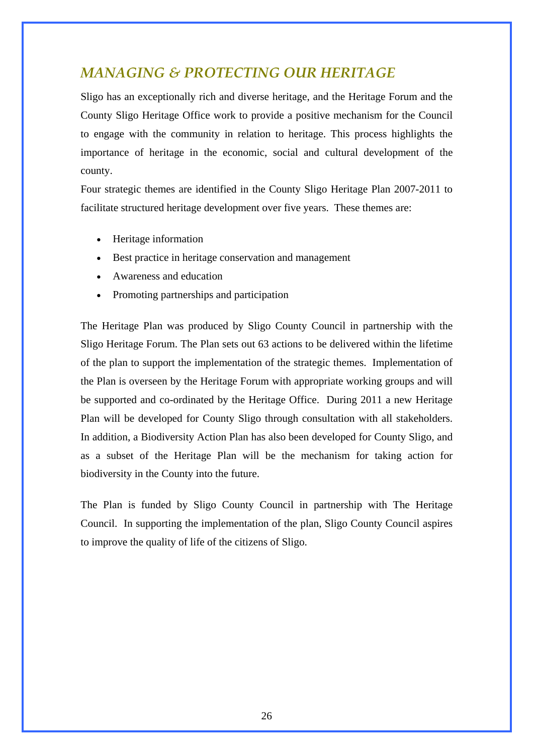## *MANAGING & PROTECTING OUR HERITAGE*

Sligo has an exceptionally rich and diverse heritage, and the Heritage Forum and the County Sligo Heritage Office work to provide a positive mechanism for the Council to engage with the community in relation to heritage. This process highlights the importance of heritage in the economic, social and cultural development of the county.

Four strategic themes are identified in the County Sligo Heritage Plan 2007-2011 to facilitate structured heritage development over five years. These themes are:

- Heritage information
- Best practice in heritage conservation and management
- Awareness and education
- Promoting partnerships and participation

The Heritage Plan was produced by Sligo County Council in partnership with the Sligo Heritage Forum. The Plan sets out 63 actions to be delivered within the lifetime of the plan to support the implementation of the strategic themes. Implementation of the Plan is overseen by the Heritage Forum with appropriate working groups and will be supported and co-ordinated by the Heritage Office. During 2011 a new Heritage Plan will be developed for County Sligo through consultation with all stakeholders. In addition, a Biodiversity Action Plan has also been developed for County Sligo, and as a subset of the Heritage Plan will be the mechanism for taking action for biodiversity in the County into the future.

The Plan is funded by Sligo County Council in partnership with The Heritage Council. In supporting the implementation of the plan, Sligo County Council aspires to improve the quality of life of the citizens of Sligo.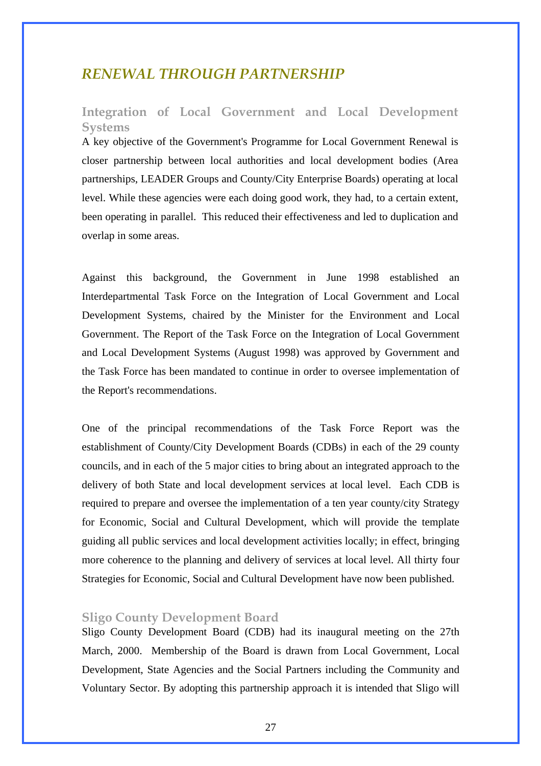## *RENEWAL THROUGH PARTNERSHIP*

### Integration of Local Government and Local Development Systems

A key objective of the Government's Programme for Local Government Renewal is closer partnership between local authorities and local development bodies (Area partnerships, LEADER Groups and County/City Enterprise Boards) operating at local level. While these agencies were each doing good work, they had, to a certain extent, been operating in parallel. This reduced their effectiveness and led to duplication and overlap in some areas.

Against this background, the Government in June 1998 established an Interdepartmental Task Force on the Integration of Local Government and Local Development Systems, chaired by the Minister for the Environment and Local Government. The Report of the Task Force on the Integration of Local Government and Local Development Systems (August 1998) was approved by Government and the Task Force has been mandated to continue in order to oversee implementation of the Report's recommendations.

One of the principal recommendations of the Task Force Report was the establishment of County/City Development Boards (CDBs) in each of the 29 county councils, and in each of the 5 major cities to bring about an integrated approach to the delivery of both State and local development services at local level. Each CDB is required to prepare and oversee the implementation of a ten year county/city Strategy for Economic, Social and Cultural Development, which will provide the template guiding all public services and local development activities locally; in effect, bringing more coherence to the planning and delivery of services at local level. All thirty four Strategies for Economic, Social and Cultural Development have now been published.

### Sligo County Development Board

Sligo County Development Board (CDB) had its inaugural meeting on the 27th March, 2000. Membership of the Board is drawn from Local Government, Local Development, State Agencies and the Social Partners including the Community and Voluntary Sector. By adopting this partnership approach it is intended that Sligo will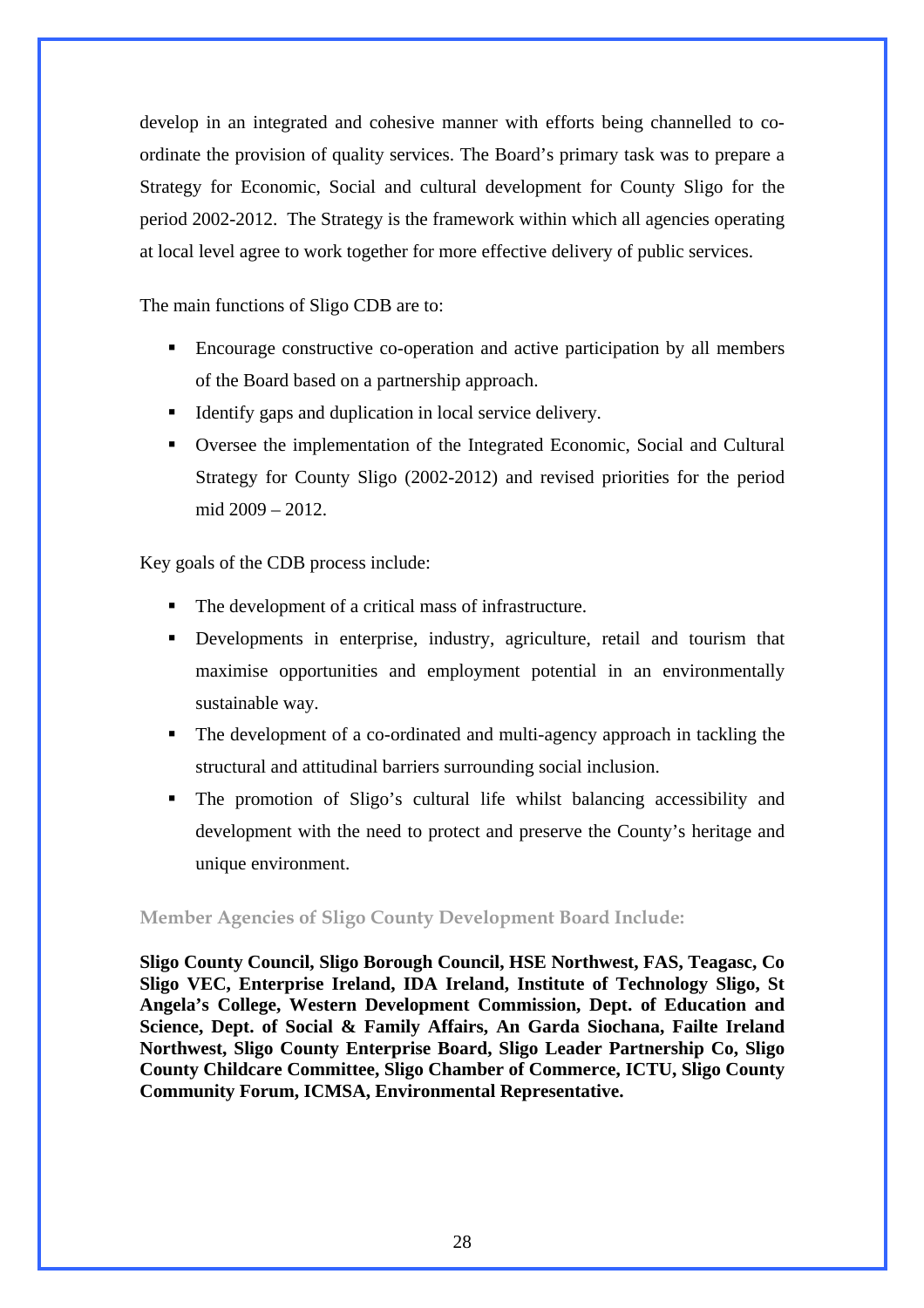develop in an integrated and cohesive manner with efforts being channelled to co-ordinate the provision of quality services. The Board's primary task was to prepare a Strategy for Economic, Social and cultural development for County Sligo for the period 2002-2012. The Strategy is the framework within which all agencies operating at local level agree to work together for more effective delivery of public services.

The main functions of Sligo CDB are to:

- Encourage constructive co-operation and active participation by all members of the Board based on a partnership approach.
- Identify gaps and duplication in local service delivery.
- Oversee the implementation of the Integrated Economic, Social and Cultural Strategy for County Sligo (2002-2012) and revised priorities for the period mid 2009 – 2012.

Key goals of the CDB process include:

- The development of a critical mass of infrastructure.
- Developments in enterprise, industry, agriculture, retail and tourism that maximise opportunities and employment potential in an environmentally sustainable way.
- The development of a co-ordinated and multi-agency approach in tackling the structural and attitudinal barriers surrounding social inclusion.
- The promotion of Sligo's cultural life whilst balancing accessibility and development with the need to protect and preserve the County's heritage and unique environment.

### Member Agencies of Sligo County Development Board Include:

**Sligo County Council, Sligo Borough Council, HSE Northwest, FAS, Teagasc, Co Sligo VEC, Enterprise Ireland, IDA Ireland, Institute of Technology Sligo, St Angela's College, Western Development Commission, Dept. of Education and Science, Dept. of Social & Family Affairs, An Garda Siochana, Failte Ireland Northwest, Sligo County Enterprise Board, Sligo Leader Partnership Co, Sligo County Childcare Committee, Sligo Chamber of Commerce, ICTU, Sligo County Community Forum, ICMSA, Environmental Representative.**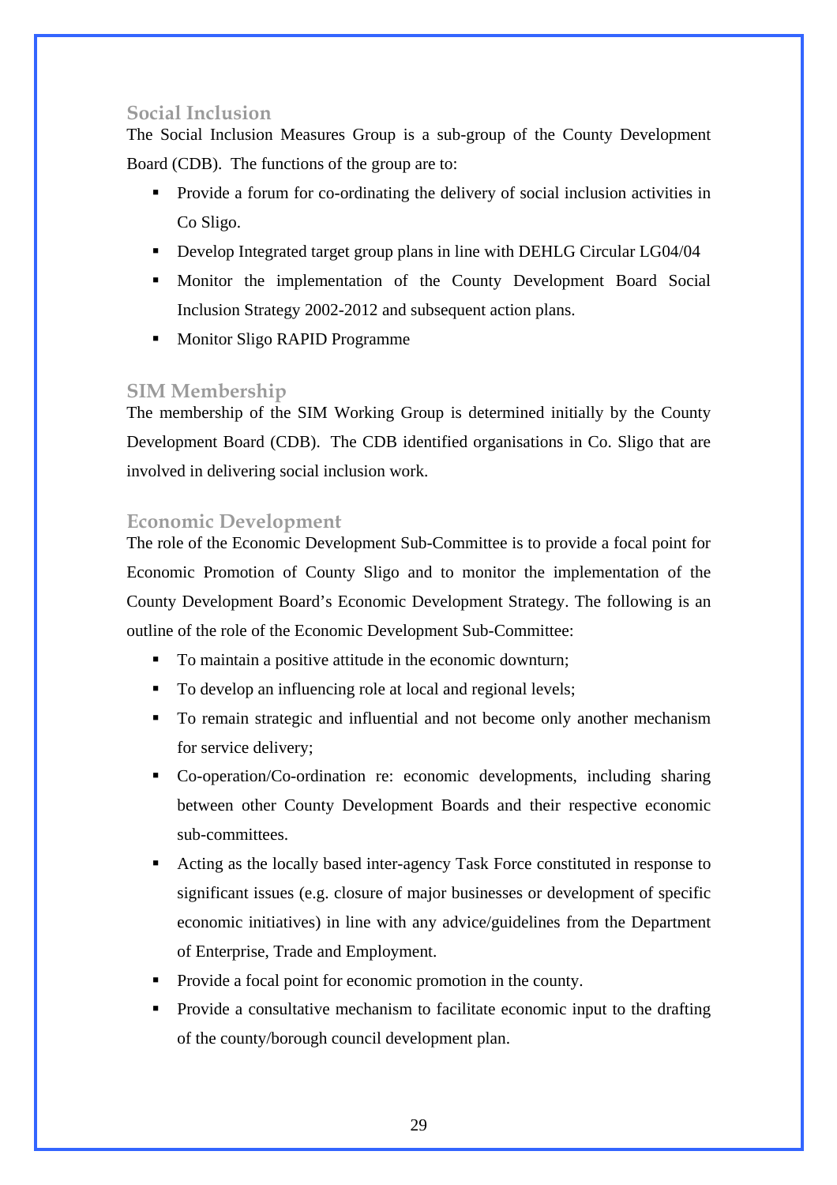## Social Inclusion

The Social Inclusion Measures Group is a sub-group of the County Development Board (CDB). The functions of the group are to:

- Provide a forum for co-ordinating the delivery of social inclusion activities in Co Sligo.
- Develop Integrated target group plans in line with DEHLG Circular LG04/04
- Monitor the implementation of the County Development Board Social Inclusion Strategy 2002-2012 and subsequent action plans.
- Monitor Sligo RAPID Programme

## SIM Membership

The membership of the SIM Working Group is determined initially by the County Development Board (CDB). The CDB identified organisations in Co. Sligo that are involved in delivering social inclusion work.

## Economic Development

The role of the Economic Development Sub-Committee is to provide a focal point for Economic Promotion of County Sligo and to monitor the implementation of the County Development Board's Economic Development Strategy. The following is an outline of the role of the Economic Development Sub-Committee:

- To maintain a positive attitude in the economic downturn;
- To develop an influencing role at local and regional levels;
- To remain strategic and influential and not become only another mechanism for service delivery;
- Co-operation/Co-ordination re: economic developments, including sharing between other County Development Boards and their respective economic sub-committees.
- Acting as the locally based inter-agency Task Force constituted in response to significant issues (e.g. closure of major businesses or development of specific economic initiatives) in line with any advice/guidelines from the Department of Enterprise, Trade and Employment.
- Provide a focal point for economic promotion in the county.
- Provide a consultative mechanism to facilitate economic input to the drafting of the county/borough council development plan.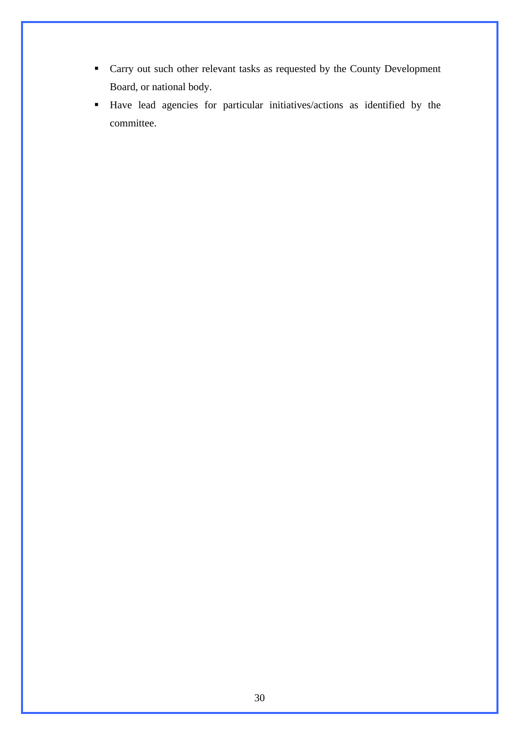- Carry out such other relevant tasks as requested by the County Development Board, or national body.
- Have lead agencies for particular initiatives/actions as identified by the committee.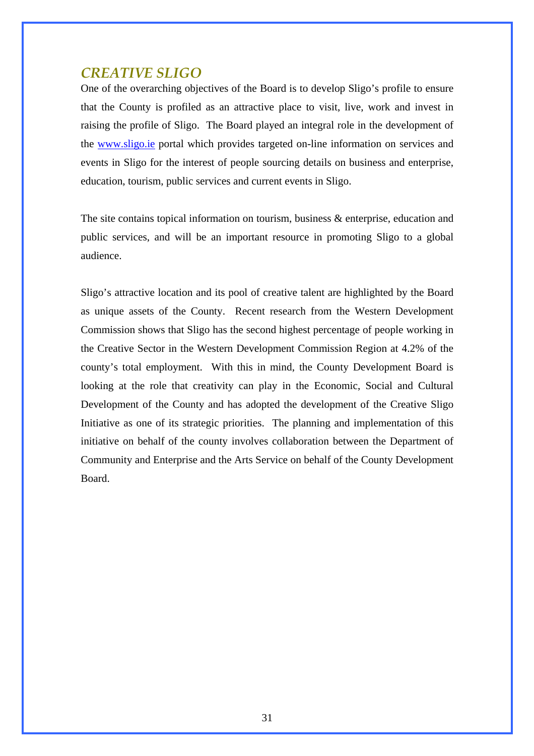## *CREATIVE SLIGO*

One of the overarching objectives of the Board is to develop Sligo's profile to ensure that the County is profiled as an attractive place to visit, live, work and invest in raising the profile of Sligo. The Board played an integral role in the development of the www.sligo.ie portal which provides targeted on-line information on services and events in Sligo for the interest of people sourcing details on business and enterprise, education, tourism, public services and current events in Sligo.

The site contains topical information on tourism, business & enterprise, education and public services, and will be an important resource in promoting Sligo to a global audience.

Sligo's attractive location and its pool of creative talent are highlighted by the Board as unique assets of the County. Recent research from the Western Development Commission shows that Sligo has the second highest percentage of people working in the Creative Sector in the Western Development Commission Region at 4.2% of the county's total employment. With this in mind, the County Development Board is looking at the role that creativity can play in the Economic, Social and Cultural Development of the County and has adopted the development of the Creative Sligo Initiative as one of its strategic priorities. The planning and implementation of this initiative on behalf of the county involves collaboration between the Department of Community and Enterprise and the Arts Service on behalf of the County Development Board.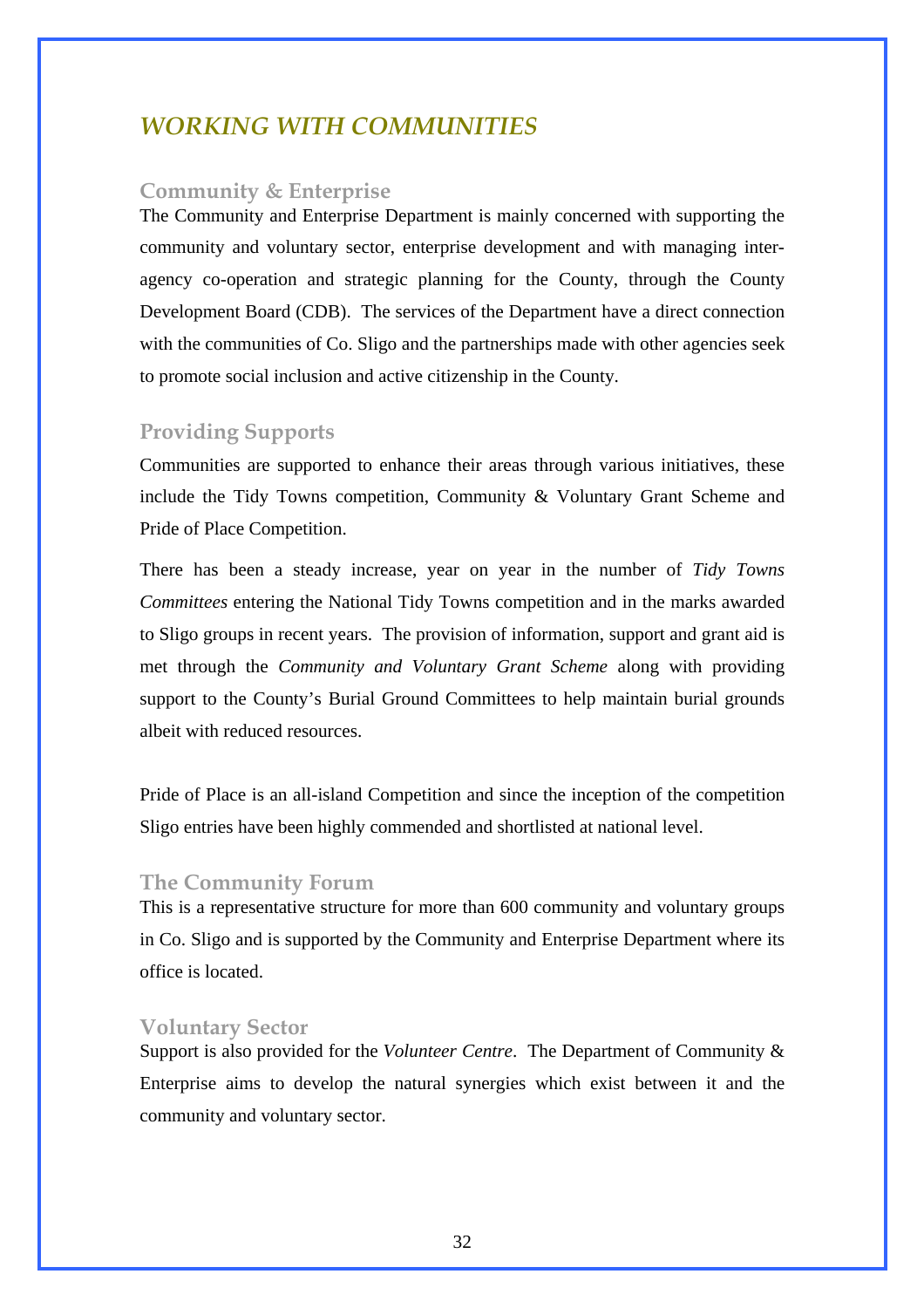## *WORKING WITH COMMUNITIES*

### Community & Enterprise

The Community and Enterprise Department is mainly concerned with supporting the community and voluntary sector, enterprise development and with managing inter-agency co-operation and strategic planning for the County, through the County Development Board (CDB). The services of the Department have a direct connection with the communities of Co. Sligo and the partnerships made with other agencies seek to promote social inclusion and active citizenship in the County.

### Providing Supports

Communities are supported to enhance their areas through various initiatives, these include the Tidy Towns competition, Community & Voluntary Grant Scheme and Pride of Place Competition.

There has been a steady increase, year on year in the number of *Tidy Towns Committees* entering the National Tidy Towns competition and in the marks awarded to Sligo groups in recent years. The provision of information, support and grant aid is met through the *Community and Voluntary Grant Scheme* along with providing support to the County's Burial Ground Committees to help maintain burial grounds albeit with reduced resources.

Pride of Place is an all-island Competition and since the inception of the competition Sligo entries have been highly commended and shortlisted at national level.

### The Community Forum

This is a representative structure for more than 600 community and voluntary groups in Co. Sligo and is supported by the Community and Enterprise Department where its office is located.

### Voluntary Sector

Support is also provided for the *Volunteer Centre*. The Department of Community & Enterprise aims to develop the natural synergies which exist between it and the community and voluntary sector.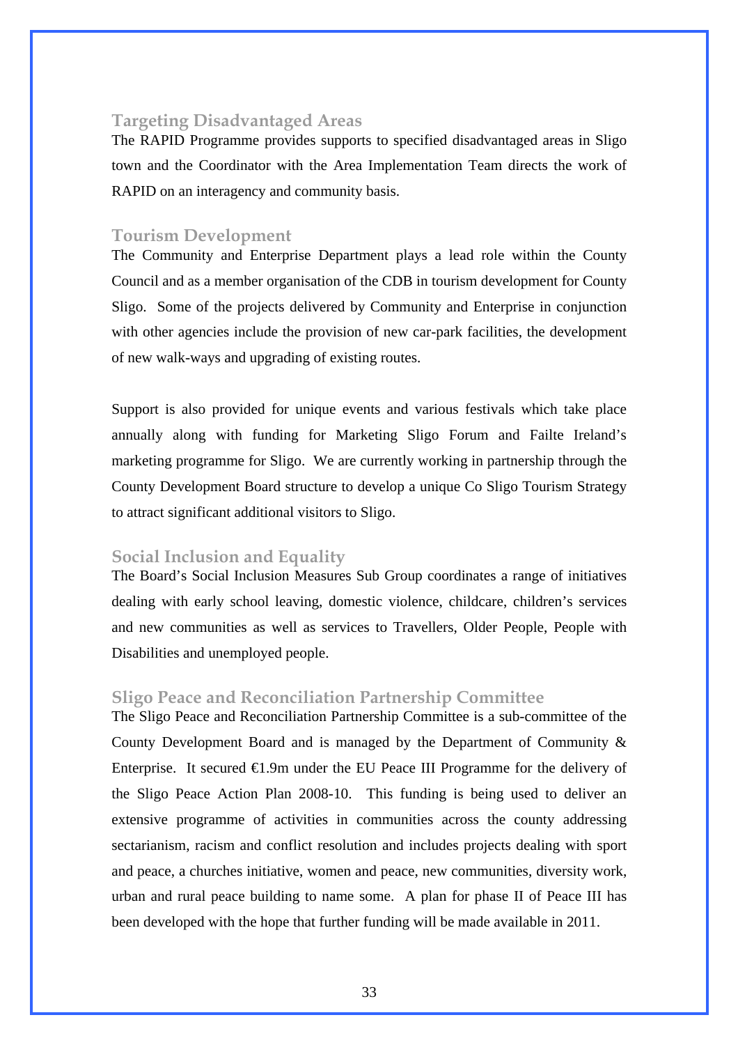### Targeting Disadvantaged Areas

The RAPID Programme provides supports to specified disadvantaged areas in Sligo town and the Coordinator with the Area Implementation Team directs the work of RAPID on an interagency and community basis.

### Tourism Development

The Community and Enterprise Department plays a lead role within the County Council and as a member organisation of the CDB in tourism development for County Sligo. Some of the projects delivered by Community and Enterprise in conjunction with other agencies include the provision of new car-park facilities, the development of new walk-ways and upgrading of existing routes.

Support is also provided for unique events and various festivals which take place annually along with funding for Marketing Sligo Forum and Failte Ireland's marketing programme for Sligo. We are currently working in partnership through the County Development Board structure to develop a unique Co Sligo Tourism Strategy to attract significant additional visitors to Sligo.

### Social Inclusion and Equality

The Board's Social Inclusion Measures Sub Group coordinates a range of initiatives dealing with early school leaving, domestic violence, childcare, children's services and new communities as well as services to Travellers, Older People, People with Disabilities and unemployed people.

### Sligo Peace and Reconciliation Partnership Committee

The Sligo Peace and Reconciliation Partnership Committee is a sub-committee of the County Development Board and is managed by the Department of Community & Enterprise. It secured €1.9m under the EU Peace III Programme for the delivery of the Sligo Peace Action Plan 2008-10. This funding is being used to deliver an extensive programme of activities in communities across the county addressing sectarianism, racism and conflict resolution and includes projects dealing with sport and peace, a churches initiative, women and peace, new communities, diversity work, urban and rural peace building to name some. A plan for phase II of Peace III has been developed with the hope that further funding will be made available in 2011.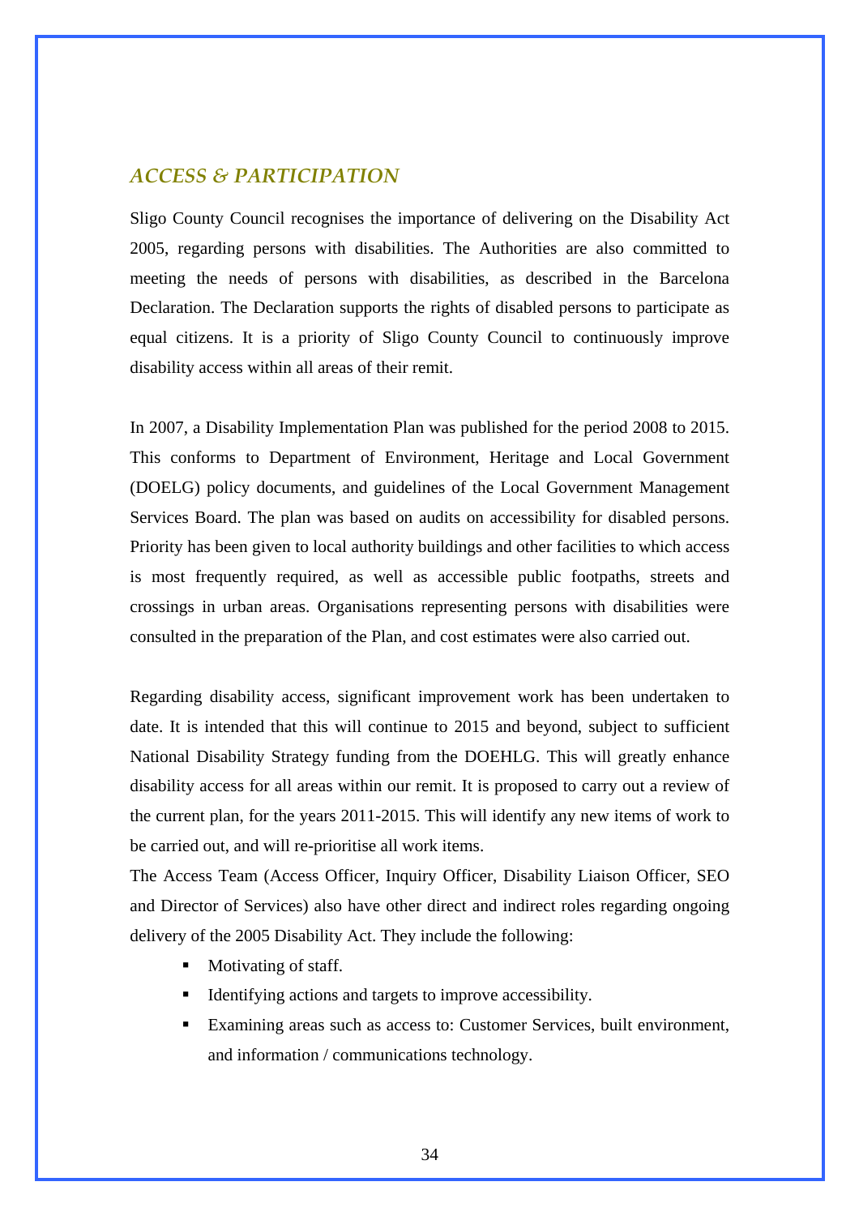## *ACCESS & PARTICIPATION*

Sligo County Council recognises the importance of delivering on the Disability Act 2005, regarding persons with disabilities. The Authorities are also committed to meeting the needs of persons with disabilities, as described in the Barcelona Declaration. The Declaration supports the rights of disabled persons to participate as equal citizens. It is a priority of Sligo County Council to continuously improve disability access within all areas of their remit.

In 2007, a Disability Implementation Plan was published for the period 2008 to 2015. This conforms to Department of Environment, Heritage and Local Government (DOELG) policy documents, and guidelines of the Local Government Management Services Board. The plan was based on audits on accessibility for disabled persons. Priority has been given to local authority buildings and other facilities to which access is most frequently required, as well as accessible public footpaths, streets and crossings in urban areas. Organisations representing persons with disabilities were consulted in the preparation of the Plan, and cost estimates were also carried out.

Regarding disability access, significant improvement work has been undertaken to date. It is intended that this will continue to 2015 and beyond, subject to sufficient National Disability Strategy funding from the DOEHLG. This will greatly enhance disability access for all areas within our remit. It is proposed to carry out a review of the current plan, for the years 2011-2015. This will identify any new items of work to be carried out, and will re-prioritise all work items.

The Access Team (Access Officer, Inquiry Officer, Disability Liaison Officer, SEO and Director of Services) also have other direct and indirect roles regarding ongoing delivery of the 2005 Disability Act. They include the following:

- Motivating of staff.
- Identifying actions and targets to improve accessibility.
- Examining areas such as access to: Customer Services, built environment, and information / communications technology.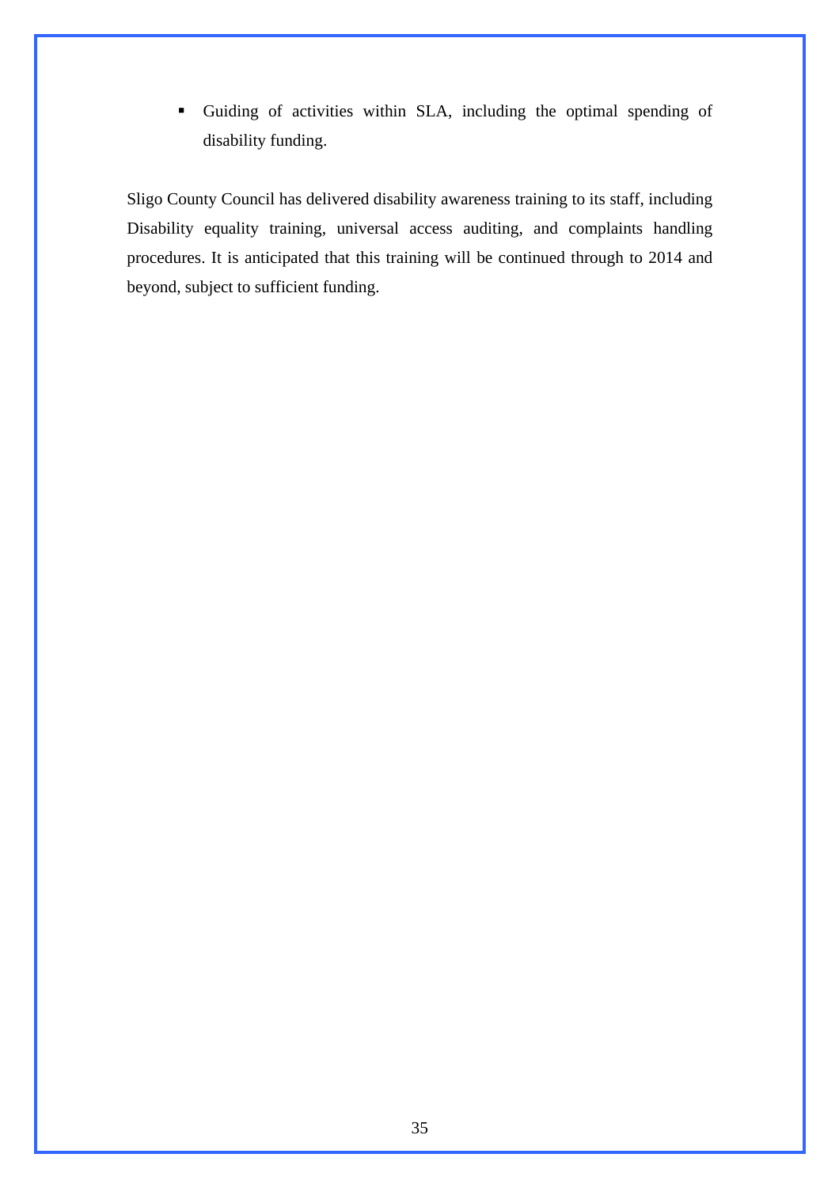- Guiding of activities within SLA, including the optimal spending of disability funding.

Sligo County Council has delivered disability awareness training to its staff, including Disability equality training, universal access auditing, and complaints handling procedures. It is anticipated that this training will be continued through to 2014 and beyond, subject to sufficient funding.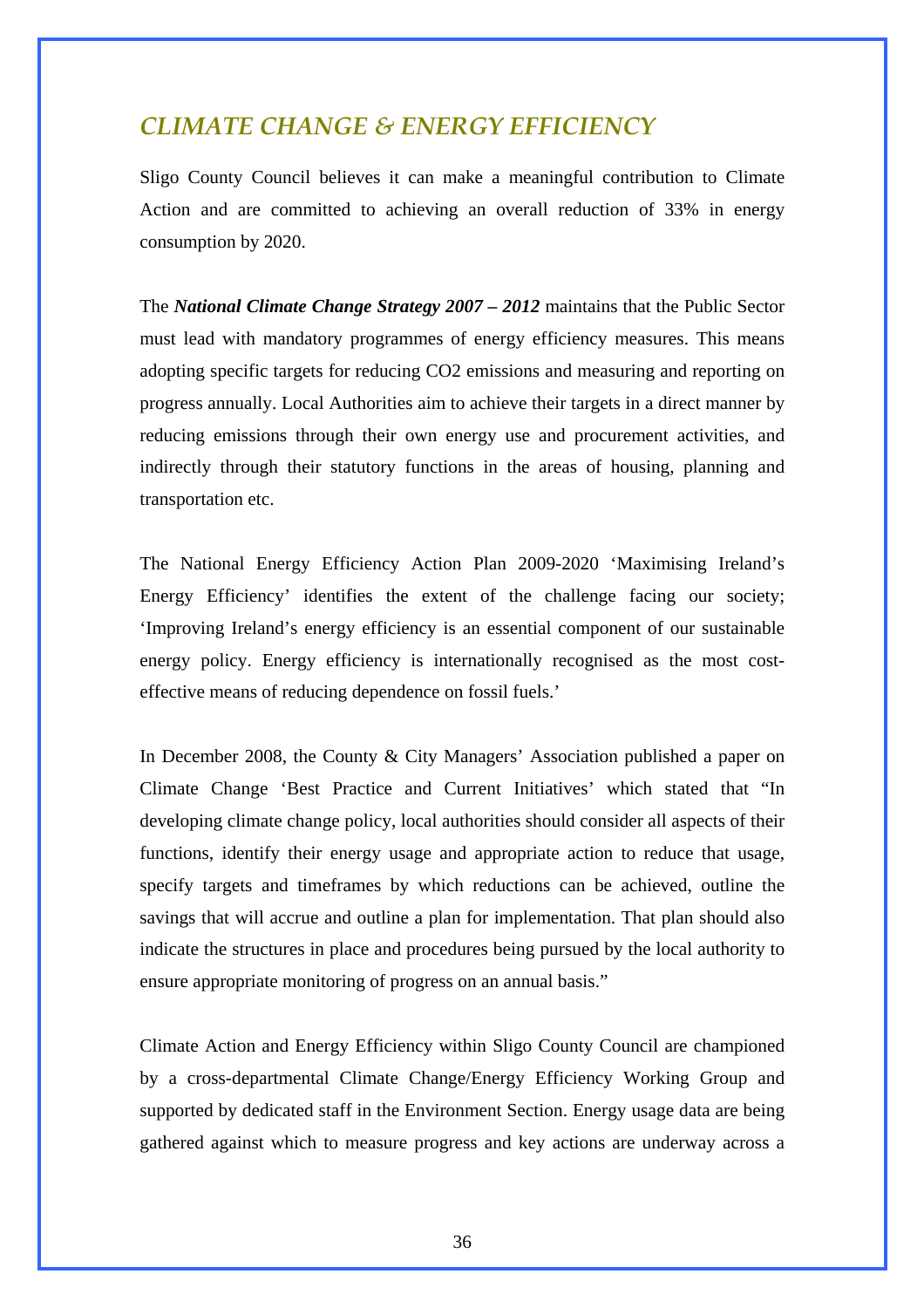## CLIMATE CHANGE & ENERGY EFFICIENCY

Sligo County Council believes it can make a meaningful contribution to Climate Action and are committed to achieving an overall reduction of 33% in energy consumption by 2020.

The ***National Climate Change Strategy 2007 – 2012*** maintains that the Public Sector must lead with mandatory programmes of energy efficiency measures. This means adopting specific targets for reducing $CO_2$ emissions and measuring and reporting on progress annually. Local Authorities aim to achieve their targets in a direct manner by reducing emissions through their own energy use and procurement activities, and indirectly through their statutory functions in the areas of housing, planning and transportation etc.

The National Energy Efficiency Action Plan 2009-2020 'Maximising Ireland's Energy Efficiency' identifies the extent of the challenge facing our society; 'Improving Ireland's energy efficiency is an essential component of our sustainable energy policy. Energy efficiency is internationally recognised as the most cost-effective means of reducing dependence on fossil fuels.'

In December 2008, the County & City Managers' Association published a paper on Climate Change 'Best Practice and Current Initiatives' which stated that "In developing climate change policy, local authorities should consider all aspects of their functions, identify their energy usage and appropriate action to reduce that usage, specify targets and timeframes by which reductions can be achieved, outline the savings that will accrue and outline a plan for implementation. That plan should also indicate the structures in place and procedures being pursued by the local authority to ensure appropriate monitoring of progress on an annual basis."

Climate Action and Energy Efficiency within Sligo County Council are championed by a cross-departmental Climate Change/Energy Efficiency Working Group and supported by dedicated staff in the Environment Section. Energy usage data are being gathered against which to measure progress and key actions are underway across a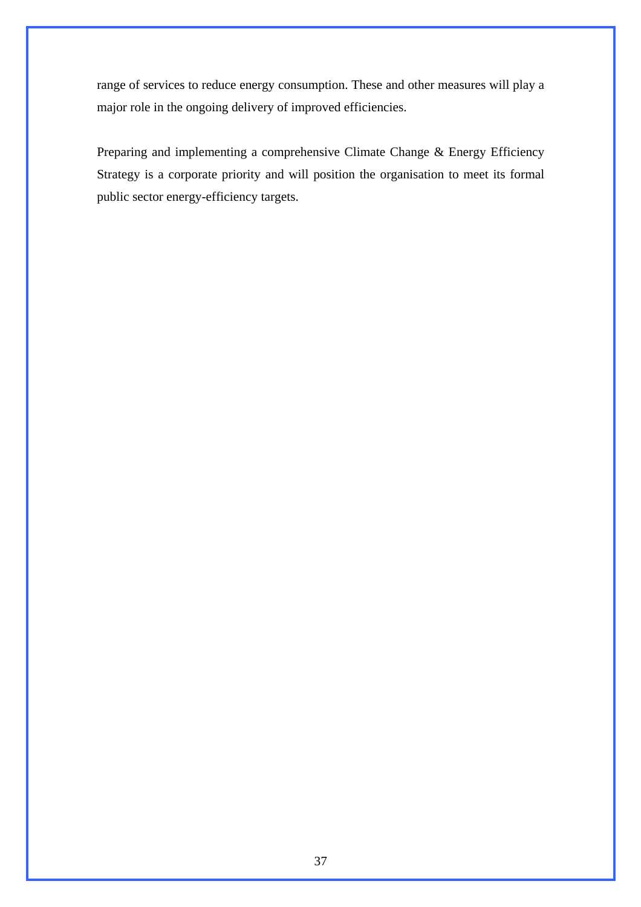range of services to reduce energy consumption. These and other measures will play a major role in the ongoing delivery of improved efficiencies.

Preparing and implementing a comprehensive Climate Change & Energy Efficiency Strategy is a corporate priority and will position the organisation to meet its formal public sector energy-efficiency targets.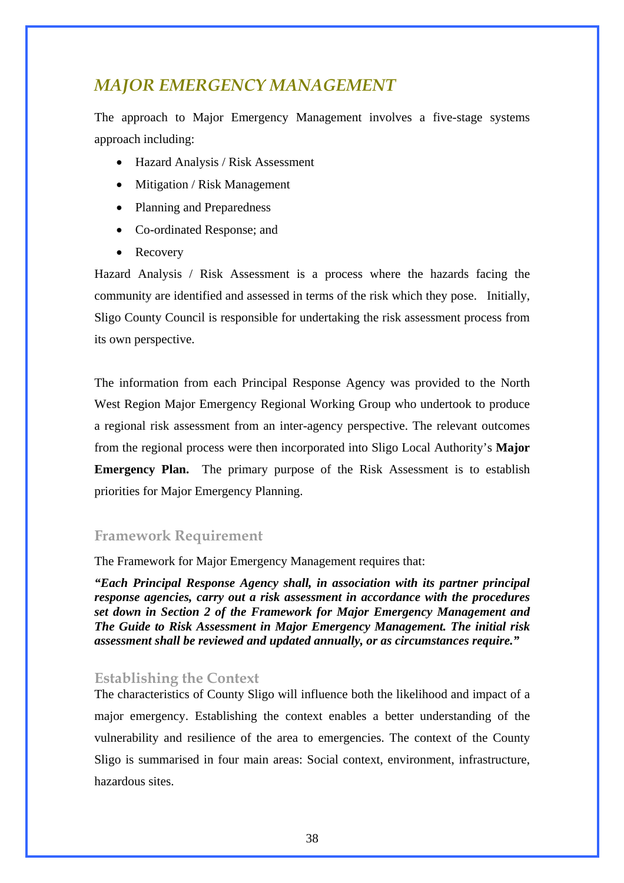## *MAJOR EMERGENCY MANAGEMENT*

The approach to Major Emergency Management involves a five-stage systems approach including:

- Hazard Analysis / Risk Assessment
- Mitigation / Risk Management
- Planning and Preparedness
- Co-ordinated Response; and
- Recovery

Hazard Analysis / Risk Assessment is a process where the hazards facing the community are identified and assessed in terms of the risk which they pose. Initially, Sligo County Council is responsible for undertaking the risk assessment process from its own perspective.

The information from each Principal Response Agency was provided to the North West Region Major Emergency Regional Working Group who undertook to produce a regional risk assessment from an inter-agency perspective. The relevant outcomes from the regional process were then incorporated into Sligo Local Authority's **Major Emergency Plan.** The primary purpose of the Risk Assessment is to establish priorities for Major Emergency Planning.

### Framework Requirement

The Framework for Major Emergency Management requires that:

***"Each Principal Response Agency shall, in association with its partner principal response agencies, carry out a risk assessment in accordance with the procedures set down in Section 2 of the Framework for Major Emergency Management and The Guide to Risk Assessment in Major Emergency Management. The initial risk assessment shall be reviewed and updated annually, or as circumstances require."***

### Establishing the Context

The characteristics of County Sligo will influence both the likelihood and impact of a major emergency. Establishing the context enables a better understanding of the vulnerability and resilience of the area to emergencies. The context of the County Sligo is summarised in four main areas: Social context, environment, infrastructure, hazardous sites.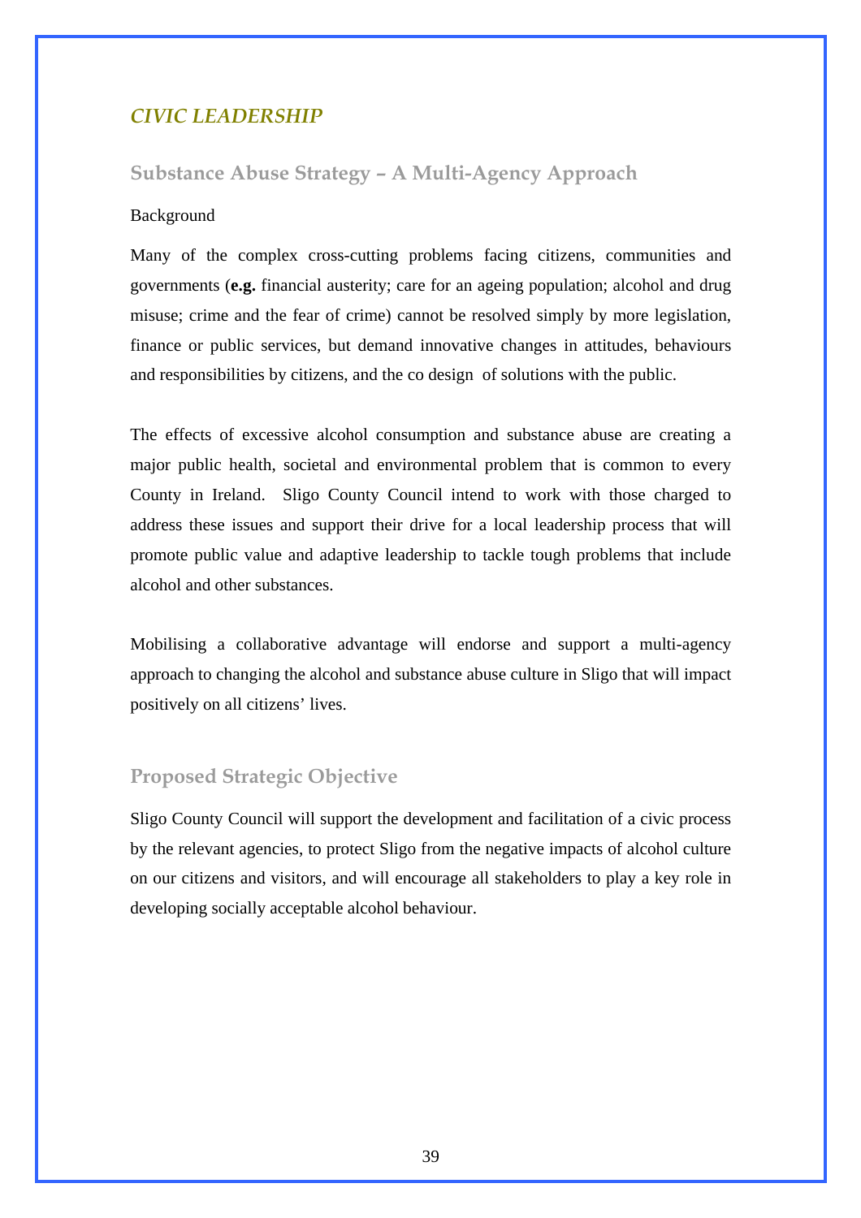## *CIVIC LEADERSHIP*

### Substance Abuse Strategy – A Multi-Agency Approach

Background

Many of the complex cross-cutting problems facing citizens, communities and governments (**e.g.** financial austerity; care for an ageing population; alcohol and drug misuse; crime and the fear of crime) cannot be resolved simply by more legislation, finance or public services, but demand innovative changes in attitudes, behaviours and responsibilities by citizens, and the co design of solutions with the public.

The effects of excessive alcohol consumption and substance abuse are creating a major public health, societal and environmental problem that is common to every County in Ireland. Sligo County Council intend to work with those charged to address these issues and support their drive for a local leadership process that will promote public value and adaptive leadership to tackle tough problems that include alcohol and other substances.

Mobilising a collaborative advantage will endorse and support a multi-agency approach to changing the alcohol and substance abuse culture in Sligo that will impact positively on all citizens' lives.

### Proposed Strategic Objective

Sligo County Council will support the development and facilitation of a civic process by the relevant agencies, to protect Sligo from the negative impacts of alcohol culture on our citizens and visitors, and will encourage all stakeholders to play a key role in developing socially acceptable alcohol behaviour.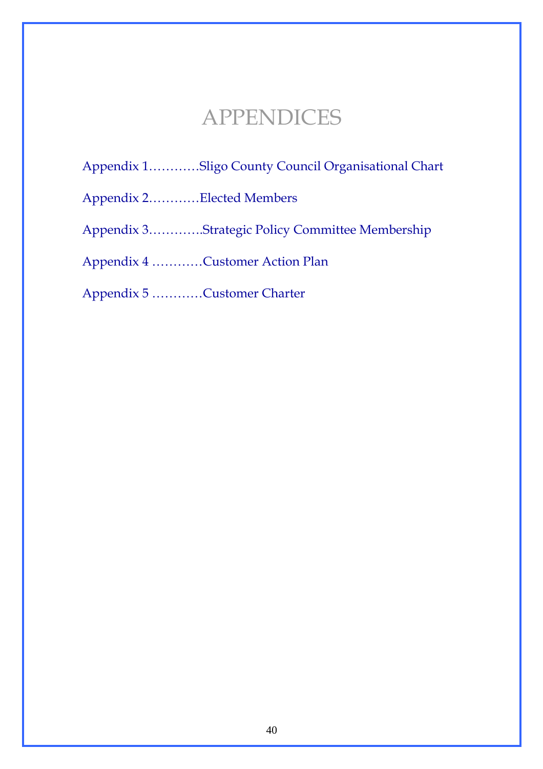# APPENDICES

Appendix 1………..Sligo County Council Organisational Chart

Appendix 2………..Elected Members

Appendix 3…………Strategic Policy Committee Membership

Appendix 4 …………Customer Action Plan

Appendix 5 …………Customer Charter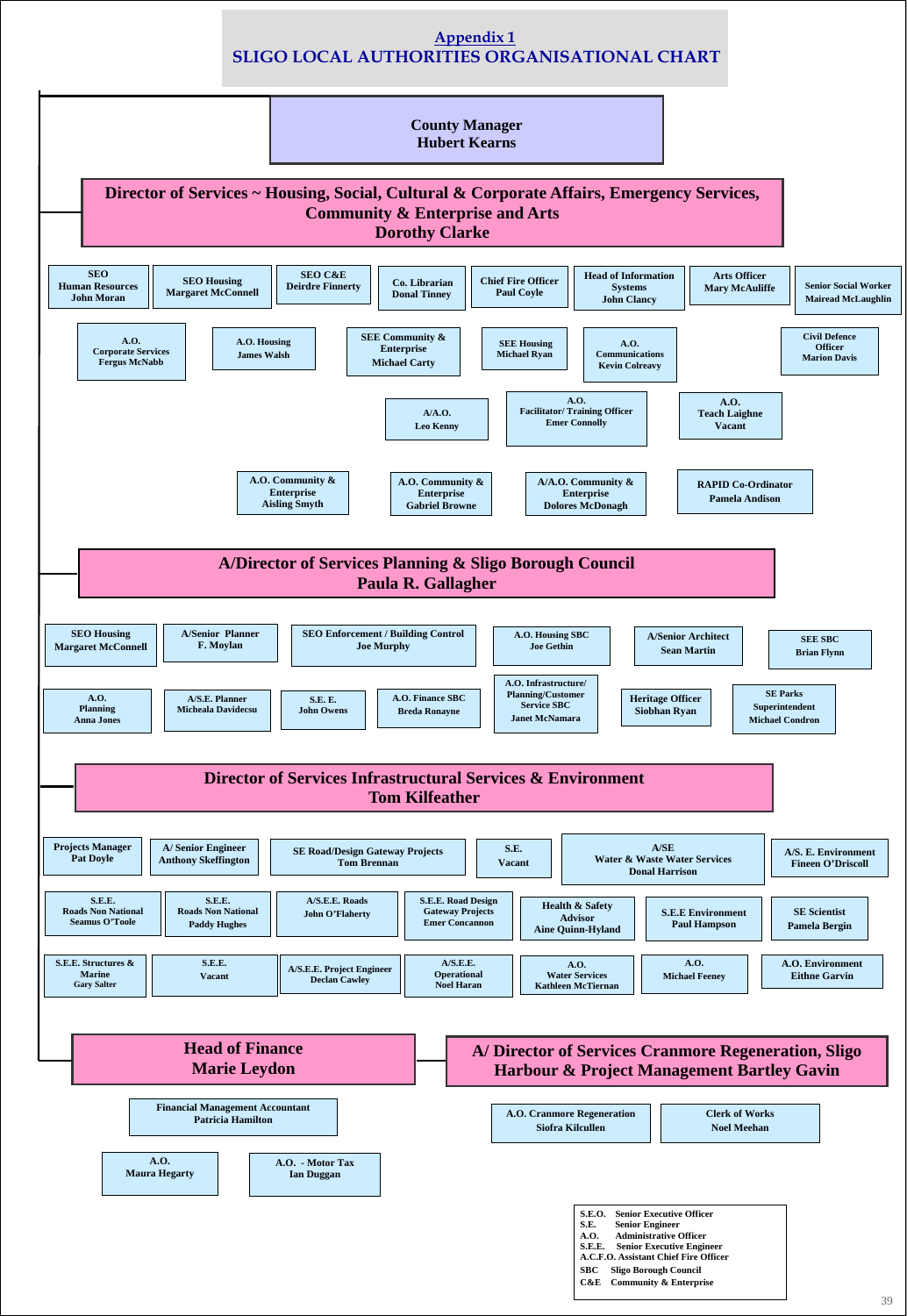## Appendix 1

## SLIGO LOCAL AUTHORITIES ORGANISATIONAL CHART

**County Manager**
**Hubert Kearns**

### Director of Services ~ Housing, Social, Cultural & Corporate Affairs, Emergency Services, Community & Enterprise and Arts
**Dorothy Clarke**

- SEO Human Resources – John Moran
- SEO Housing – Margaret McConnell
- SEO C&E – Deirdre Finnerty
- Co. Librarian – Donal Tinney
- Chief Fire Officer – Paul Coyle
- Head of Information Systems – John Clancy
- Arts Officer – Mary McAuliffe
- Senior Social Worker – Mairead McLaughlin
- A.O. Corporate Services – Fergus McNabb
- A.O. Housing – James Walsh
- SEE Community & Enterprise – Michael Carty
- SEE Housing – Michael Ryan
- A.O. Communications – Kevin Colreavy
- Civil Defence Officer – Marion Davis
- A/A.O. – Leo Kenny
- A.O. Facilitator/ Training Officer – Emer Connolly
- A.O. Teach Laighne – Vacant
- A.O. Community & Enterprise – Aisling Smyth
- A.O. Community & Enterprise – Gabriel Browne
- A/A.O. Community & Enterprise – Dolores McDonagh
- RAPID Co-Ordinator – Pamela Andison

### A/Director of Services Planning & Sligo Borough Council
**Paula R. Gallagher**

- SEO Housing – Margaret McConnell
- A/Senior Planner – F. Moylan
- SEO Enforcement / Building Control – Joe Murphy
- A.O. Housing SBC – Joe Gethin
- A/Senior Architect – Sean Martin
- SEE SBC – Brian Flynn
- A.O. Planning – Anna Jones
- A/S.E. Planner – Micheala Davidecsu
- S.E. E. – John Owens
- A.O. Finance SBC – Breda Ronayne
- A.O. Infrastructure/ Planning/Customer Service SBC – Janet McNamara
- Heritage Officer – Siobhan Ryan
- SE Parks Superintendent – Michael Condron

### Director of Services Infrastructural Services & Environment
**Tom Kilfeather**

- Projects Manager – Pat Doyle
- A/ Senior Engineer – Anthony Skeffington
- SE Road/Design Gateway Projects – Tom Brennan
- S.E. – Vacant
- A/SE Water & Waste Water Services – Donal Harrison
- A/S. E. Environment – Fineen O'Driscoll
- S.E.E. Roads Non National – Seamus O'Toole
- S.E.E. Roads Non National – Paddy Hughes
- A/S.E.E. Roads – John O'Flaherty
- S.E.E. Road Design Gateway Projects – Emer Concannon
- Health & Safety Advisor – Aine Quinn-Hyland
- S.E.E Environment – Paul Hampson
- SE Scientist – Pamela Bergin
- S.E.E. Structures & Marine – Gary Salter
- S.E.E. – Vacant
- A/S.E.E. Project Engineer – Declan Cawley
- A/S.E.E. Operational – Noel Haran
- A.O. Water Services – Kathleen McTiernan
- A.O. – Michael Feeney
- A.O. Environment – Eithne Garvin

### Head of Finance
**Marie Leydon**

- Financial Management Accountant – Patricia Hamilton
- A.O. – Maura Hegarty
- A.O. - Motor Tax – Ian Duggan

### A/ Director of Services Cranmore Regeneration, Sligo Harbour & Project Management
**Bartley Gavin**

- A.O. Cranmore Regeneration – Siofra Kilcullen
- Clerk of Works – Noel Meehan

| | |
|---|---|
| S.E.O. | Senior Executive Officer |
| S.E. | Senior Engineer |
| A.O. | Administrative Officer |
| S.E.E. | Senior Executive Engineer |
| A.C.F.O. | Assistant Chief Fire Officer |
| SBC | Sligo Borough Council |
| C&E | Community & Enterprise |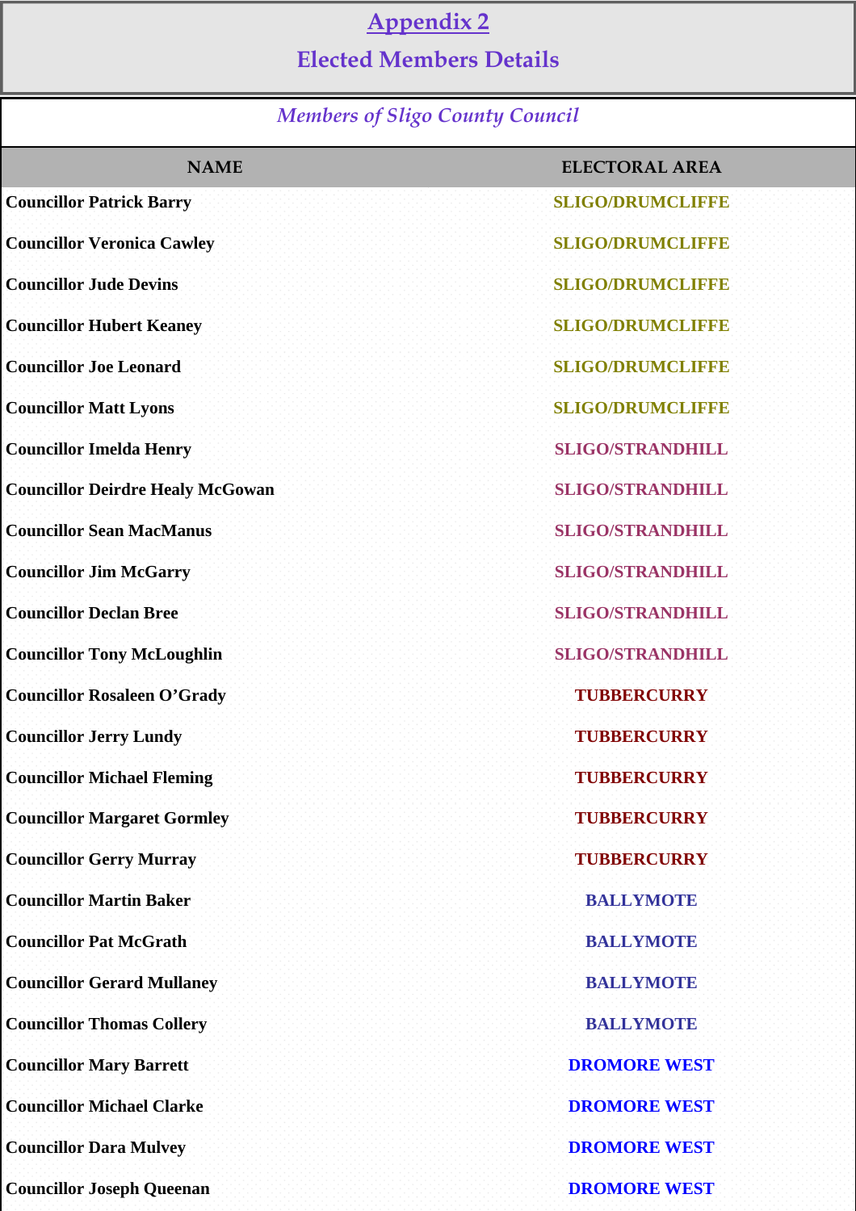## Appendix 2

## Elected Members Details

*Members of Sligo County Council*

| NAME | ELECTORAL AREA |
|---|---|
| **Councillor Patrick Barry** | SLIGO/DRUMCLIFFE |
| **Councillor Veronica Cawley** | SLIGO/DRUMCLIFFE |
| **Councillor Jude Devins** | SLIGO/DRUMCLIFFE |
| **Councillor Hubert Keaney** | SLIGO/DRUMCLIFFE |
| **Councillor Joe Leonard** | SLIGO/DRUMCLIFFE |
| **Councillor Matt Lyons** | SLIGO/DRUMCLIFFE |
| **Councillor Imelda Henry** | SLIGO/STRANDHILL |
| **Councillor Deirdre Healy McGowan** | SLIGO/STRANDHILL |
| **Councillor Sean MacManus** | SLIGO/STRANDHILL |
| **Councillor Jim McGarry** | SLIGO/STRANDHILL |
| **Councillor Declan Bree** | SLIGO/STRANDHILL |
| **Councillor Tony McLoughlin** | SLIGO/STRANDHILL |
| **Councillor Rosaleen O'Grady** | TUBBERCURRY |
| **Councillor Jerry Lundy** | TUBBERCURRY |
| **Councillor Michael Fleming** | TUBBERCURRY |
| **Councillor Margaret Gormley** | TUBBERCURRY |
| **Councillor Gerry Murray** | TUBBERCURRY |
| **Councillor Martin Baker** | BALLYMOTE |
| **Councillor Pat McGrath** | BALLYMOTE |
| **Councillor Gerard Mullaney** | BALLYMOTE |
| **Councillor Thomas Collery** | BALLYMOTE |
| **Councillor Mary Barrett** | DROMORE WEST |
| **Councillor Michael Clarke** | DROMORE WEST |
| **Councillor Dara Mulvey** | DROMORE WEST |
| **Councillor Joseph Queenan** | DROMORE WEST |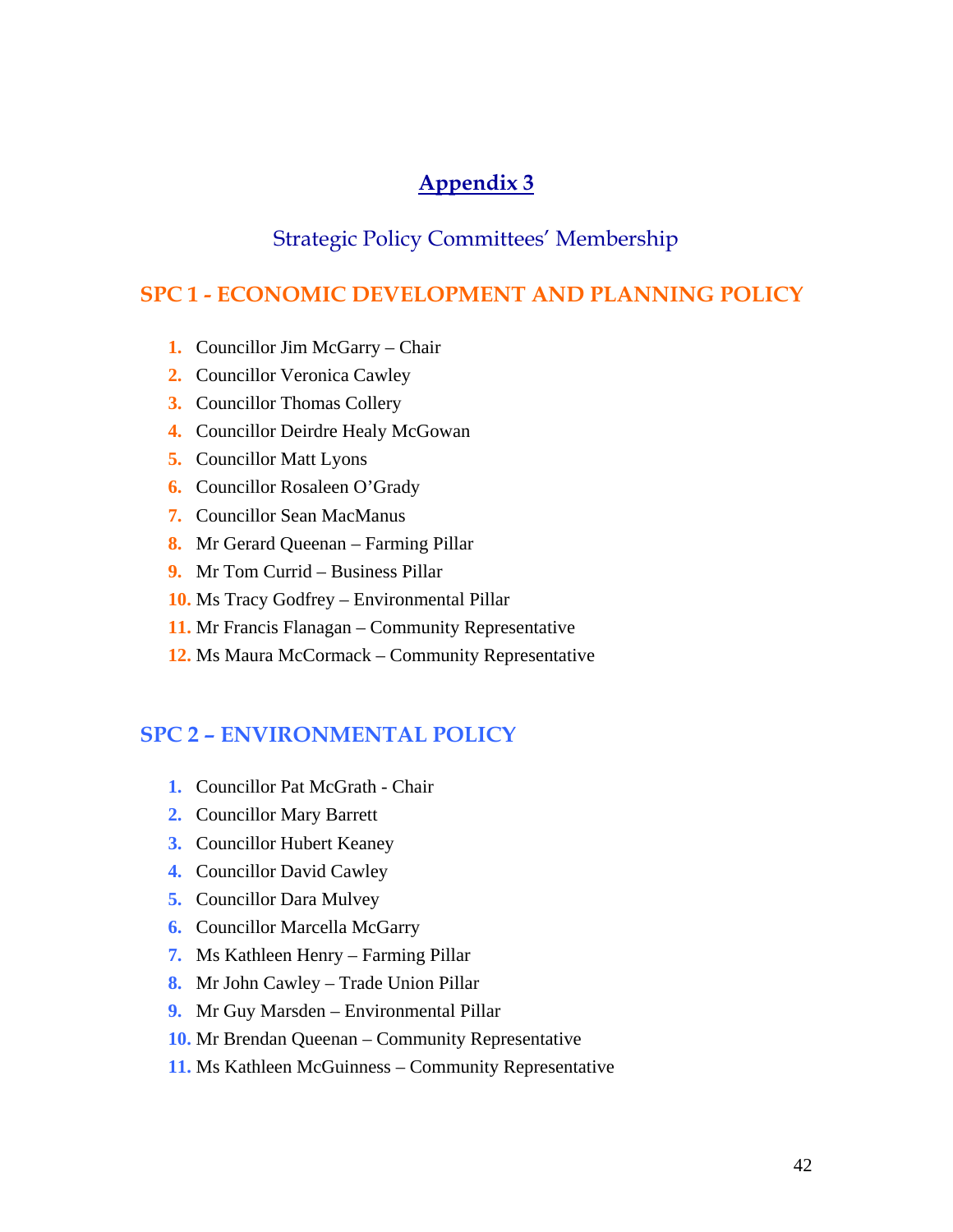# Appendix 3

## Strategic Policy Committees' Membership

### SPC 1 - ECONOMIC DEVELOPMENT AND PLANNING POLICY

1. Councillor Jim McGarry – Chair
2. Councillor Veronica Cawley
3. Councillor Thomas Collery
4. Councillor Deirdre Healy McGowan
5. Councillor Matt Lyons
6. Councillor Rosaleen O'Grady
7. Councillor Sean MacManus
8. Mr Gerard Queenan – Farming Pillar
9. Mr Tom Currid – Business Pillar
10. Ms Tracy Godfrey – Environmental Pillar
11. Mr Francis Flanagan – Community Representative
12. Ms Maura McCormack – Community Representative

### SPC 2 – ENVIRONMENTAL POLICY

1. Councillor Pat McGrath - Chair
2. Councillor Mary Barrett
3. Councillor Hubert Keaney
4. Councillor David Cawley
5. Councillor Dara Mulvey
6. Councillor Marcella McGarry
7. Ms Kathleen Henry – Farming Pillar
8. Mr John Cawley – Trade Union Pillar
9. Mr Guy Marsden – Environmental Pillar
10. Mr Brendan Queenan – Community Representative
11. Ms Kathleen McGuinness – Community Representative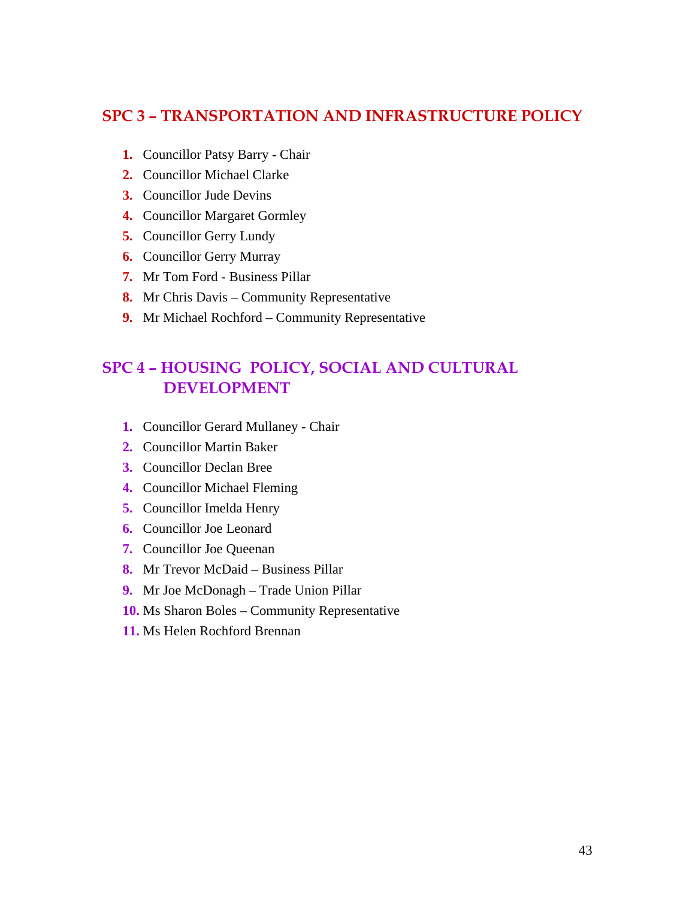## SPC 3 – TRANSPORTATION AND INFRASTRUCTURE POLICY

1. Councillor Patsy Barry - Chair
2. Councillor Michael Clarke
3. Councillor Jude Devins
4. Councillor Margaret Gormley
5. Councillor Gerry Lundy
6. Councillor Gerry Murray
7. Mr Tom Ford - Business Pillar
8. Mr Chris Davis – Community Representative
9. Mr Michael Rochford – Community Representative

## SPC 4 – HOUSING POLICY, SOCIAL AND CULTURAL DEVELOPMENT

1. Councillor Gerard Mullaney - Chair
2. Councillor Martin Baker
3. Councillor Declan Bree
4. Councillor Michael Fleming
5. Councillor Imelda Henry
6. Councillor Joe Leonard
7. Councillor Joe Queenan
8. Mr Trevor McDaid – Business Pillar
9. Mr Joe McDonagh – Trade Union Pillar
10. Ms Sharon Boles – Community Representative
11. Ms Helen Rochford Brennan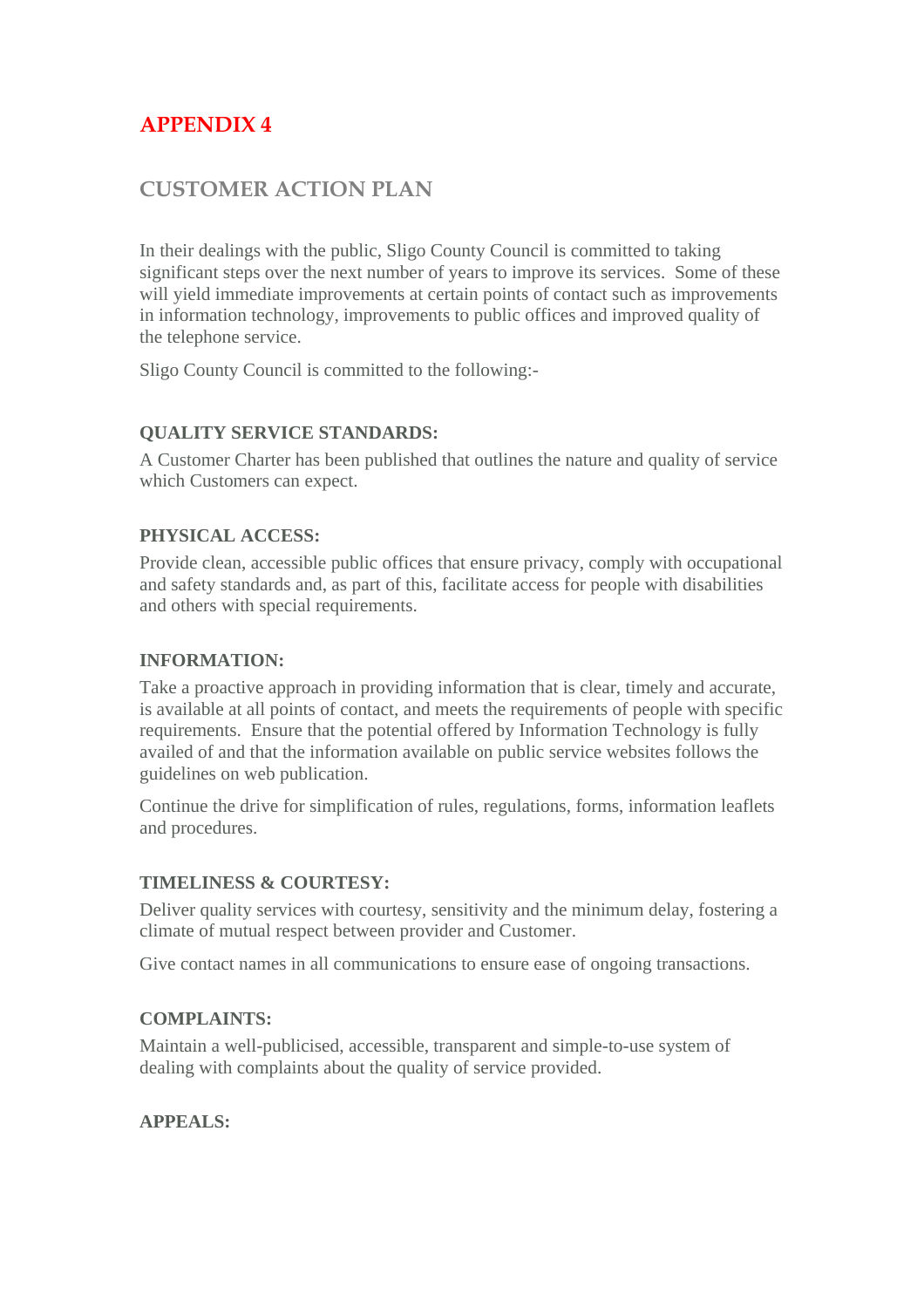# APPENDIX 4

## CUSTOMER ACTION PLAN

In their dealings with the public, Sligo County Council is committed to taking significant steps over the next number of years to improve its services. Some of these will yield immediate improvements at certain points of contact such as improvements in information technology, improvements to public offices and improved quality of the telephone service.

Sligo County Council is committed to the following:-

### QUALITY SERVICE STANDARDS:

A Customer Charter has been published that outlines the nature and quality of service which Customers can expect.

### PHYSICAL ACCESS:

Provide clean, accessible public offices that ensure privacy, comply with occupational and safety standards and, as part of this, facilitate access for people with disabilities and others with special requirements.

### INFORMATION:

Take a proactive approach in providing information that is clear, timely and accurate, is available at all points of contact, and meets the requirements of people with specific requirements. Ensure that the potential offered by Information Technology is fully availed of and that the information available on public service websites follows the guidelines on web publication.

Continue the drive for simplification of rules, regulations, forms, information leaflets and procedures.

### TIMELINESS & COURTESY:

Deliver quality services with courtesy, sensitivity and the minimum delay, fostering a climate of mutual respect between provider and Customer.

Give contact names in all communications to ensure ease of ongoing transactions.

### COMPLAINTS:

Maintain a well-publicised, accessible, transparent and simple-to-use system of dealing with complaints about the quality of service provided.

### APPEALS: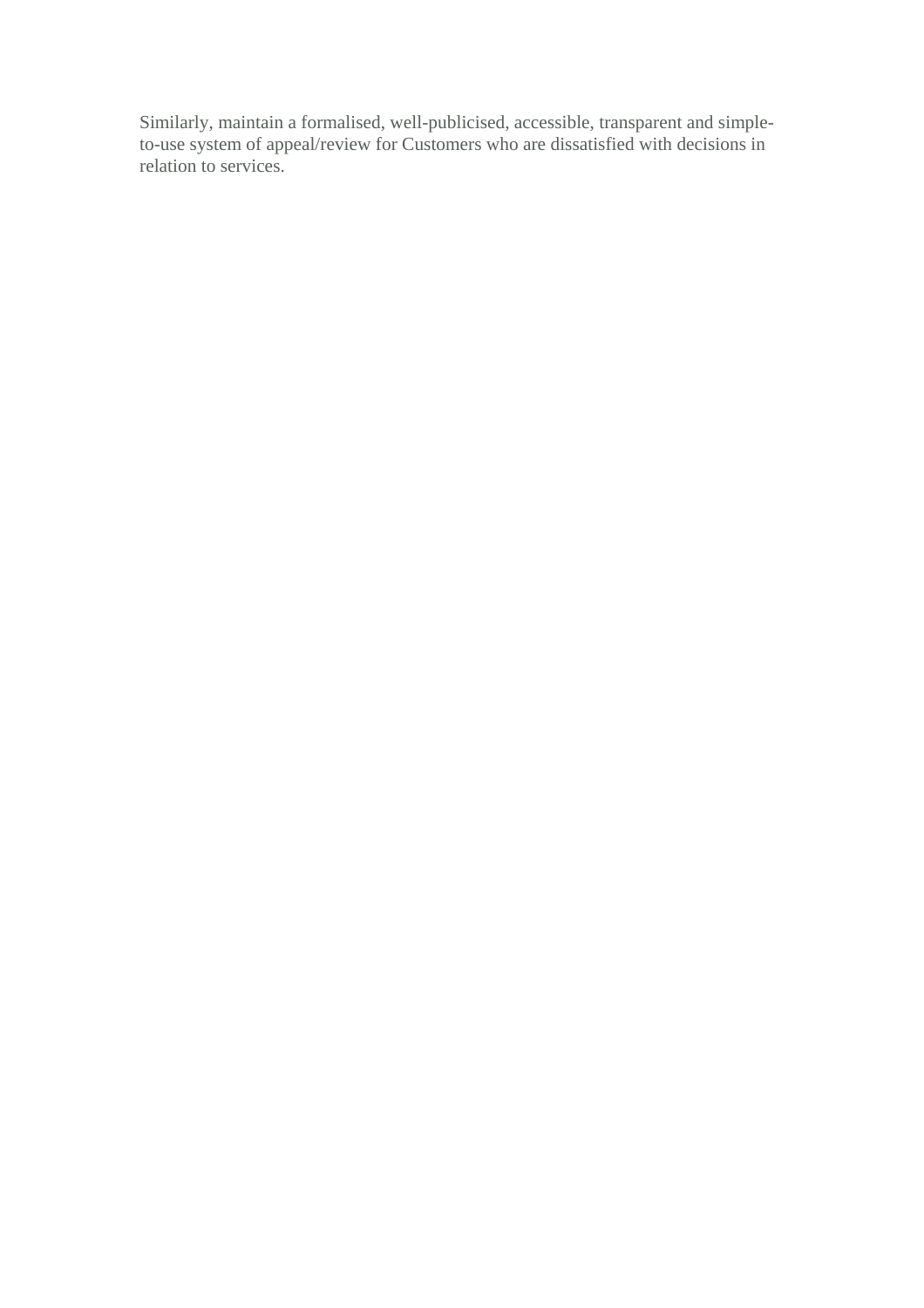Similarly, maintain a formalised, well-publicised, accessible, transparent and simple-to-use system of appeal/review for Customers who are dissatisfied with decisions in relation to services.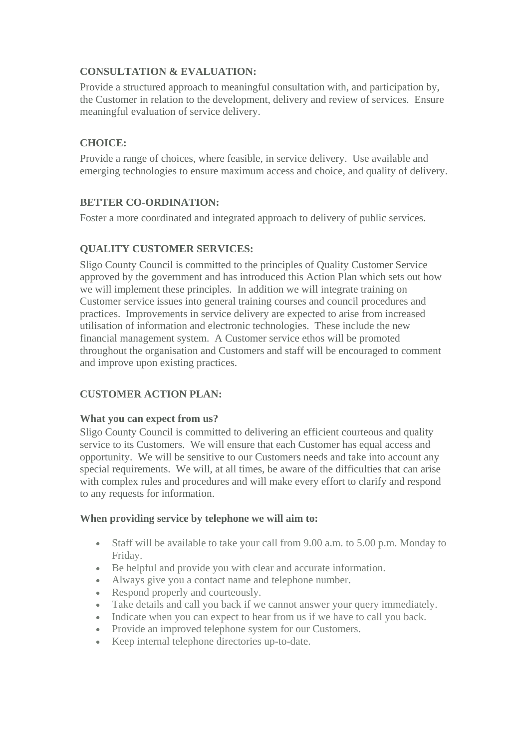**CONSULTATION & EVALUATION:**

Provide a structured approach to meaningful consultation with, and participation by, the Customer in relation to the development, delivery and review of services. Ensure meaningful evaluation of service delivery.

**CHOICE:**

Provide a range of choices, where feasible, in service delivery. Use available and emerging technologies to ensure maximum access and choice, and quality of delivery.

**BETTER CO-ORDINATION:**

Foster a more coordinated and integrated approach to delivery of public services.

**QUALITY CUSTOMER SERVICES:**

Sligo County Council is committed to the principles of Quality Customer Service approved by the government and has introduced this Action Plan which sets out how we will implement these principles. In addition we will integrate training on Customer service issues into general training courses and council procedures and practices. Improvements in service delivery are expected to arise from increased utilisation of information and electronic technologies. These include the new financial management system. A Customer service ethos will be promoted throughout the organisation and Customers and staff will be encouraged to comment and improve upon existing practices.

**CUSTOMER ACTION PLAN:**

**What you can expect from us?**

Sligo County Council is committed to delivering an efficient courteous and quality service to its Customers. We will ensure that each Customer has equal access and opportunity. We will be sensitive to our Customers needs and take into account any special requirements. We will, at all times, be aware of the difficulties that can arise with complex rules and procedures and will make every effort to clarify and respond to any requests for information.

**When providing service by telephone we will aim to:**

- Staff will be available to take your call from 9.00 a.m. to 5.00 p.m. Monday to Friday.
- Be helpful and provide you with clear and accurate information.
- Always give you a contact name and telephone number.
- Respond properly and courteously.
- Take details and call you back if we cannot answer your query immediately.
- Indicate when you can expect to hear from us if we have to call you back.
- Provide an improved telephone system for our Customers.
- Keep internal telephone directories up-to-date.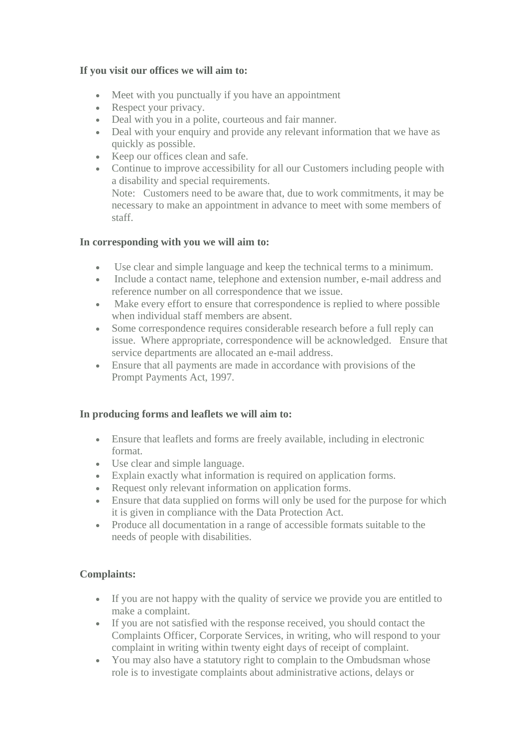**If you visit our offices we will aim to:**

- Meet with you punctually if you have an appointment
- Respect your privacy.
- Deal with you in a polite, courteous and fair manner.
- Deal with your enquiry and provide any relevant information that we have as quickly as possible.
- Keep our offices clean and safe.
- Continue to improve accessibility for all our Customers including people with a disability and special requirements.
  Note: Customers need to be aware that, due to work commitments, it may be necessary to make an appointment in advance to meet with some members of staff.

**In corresponding with you we will aim to:**

- Use clear and simple language and keep the technical terms to a minimum.
- Include a contact name, telephone and extension number, e-mail address and reference number on all correspondence that we issue.
- Make every effort to ensure that correspondence is replied to where possible when individual staff members are absent.
- Some correspondence requires considerable research before a full reply can issue. Where appropriate, correspondence will be acknowledged. Ensure that service departments are allocated an e-mail address.
- Ensure that all payments are made in accordance with provisions of the Prompt Payments Act, 1997.

**In producing forms and leaflets we will aim to:**

- Ensure that leaflets and forms are freely available, including in electronic format.
- Use clear and simple language.
- Explain exactly what information is required on application forms.
- Request only relevant information on application forms.
- Ensure that data supplied on forms will only be used for the purpose for which it is given in compliance with the Data Protection Act.
- Produce all documentation in a range of accessible formats suitable to the needs of people with disabilities.

**Complaints:**

- If you are not happy with the quality of service we provide you are entitled to make a complaint.
- If you are not satisfied with the response received, you should contact the Complaints Officer, Corporate Services, in writing, who will respond to your complaint in writing within twenty eight days of receipt of complaint.
- You may also have a statutory right to complain to the Ombudsman whose role is to investigate complaints about administrative actions, delays or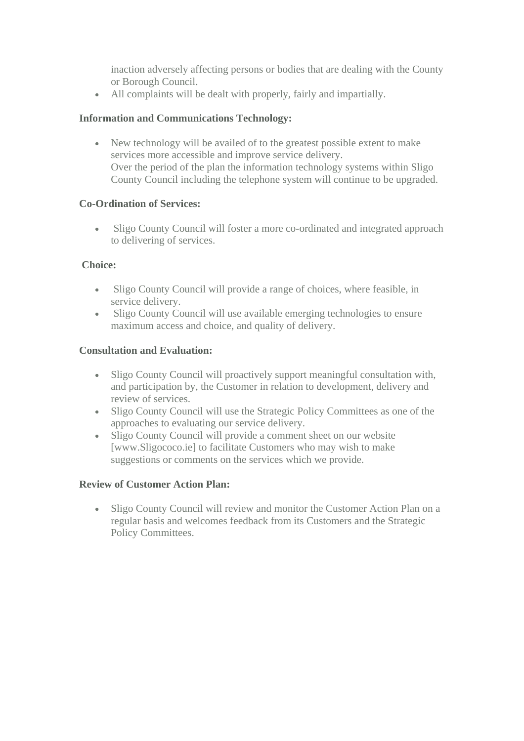inaction adversely affecting persons or bodies that are dealing with the County or Borough Council.

- All complaints will be dealt with properly, fairly and impartially.

**Information and Communications Technology:**

- New technology will be availed of to the greatest possible extent to make services more accessible and improve service delivery.
  Over the period of the plan the information technology systems within Sligo County Council including the telephone system will continue to be upgraded.

**Co-Ordination of Services:**

- Sligo County Council will foster a more co-ordinated and integrated approach to delivering of services.

**Choice:**

- Sligo County Council will provide a range of choices, where feasible, in service delivery.
- Sligo County Council will use available emerging technologies to ensure maximum access and choice, and quality of delivery.

**Consultation and Evaluation:**

- Sligo County Council will proactively support meaningful consultation with, and participation by, the Customer in relation to development, delivery and review of services.
- Sligo County Council will use the Strategic Policy Committees as one of the approaches to evaluating our service delivery.
- Sligo County Council will provide a comment sheet on our website [www.Sligococo.ie] to facilitate Customers who may wish to make suggestions or comments on the services which we provide.

**Review of Customer Action Plan:**

- Sligo County Council will review and monitor the Customer Action Plan on a regular basis and welcomes feedback from its Customers and the Strategic Policy Committees.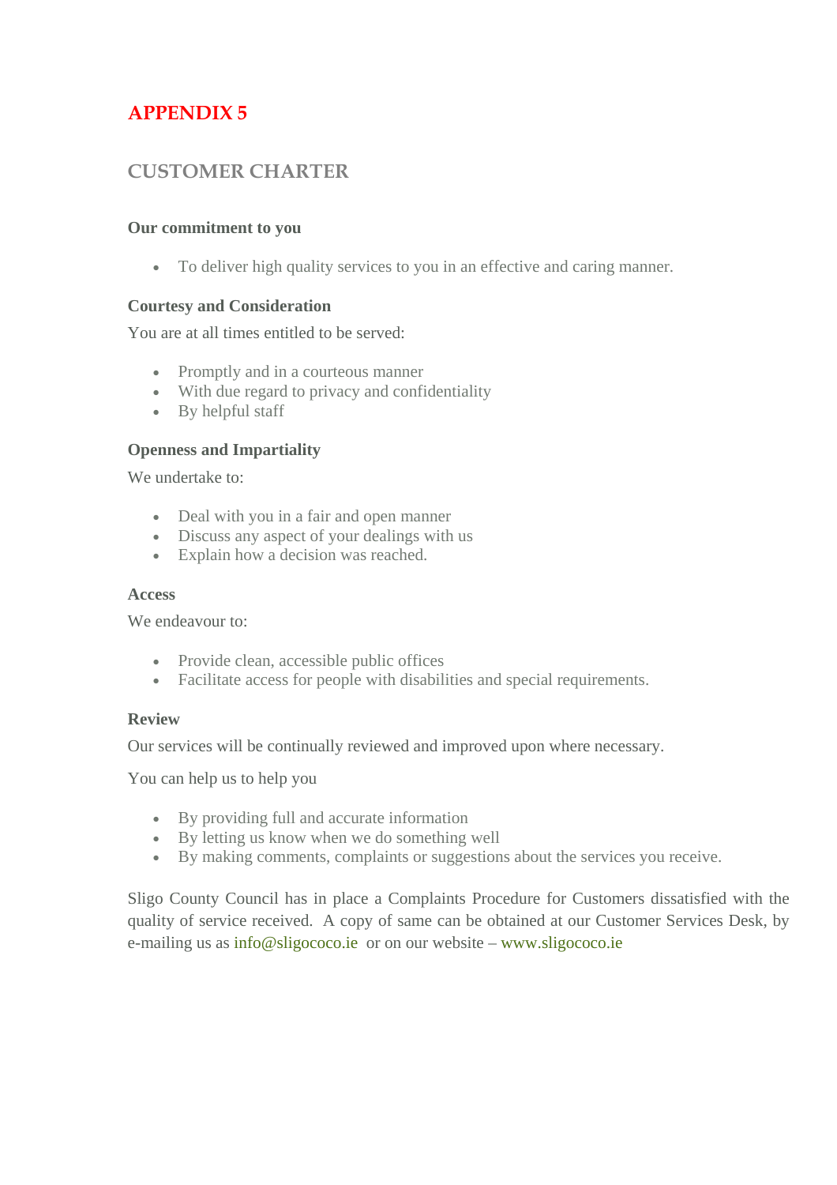# APPENDIX 5

## CUSTOMER CHARTER

**Our commitment to you**

- To deliver high quality services to you in an effective and caring manner.

**Courtesy and Consideration**

You are at all times entitled to be served:

- Promptly and in a courteous manner
- With due regard to privacy and confidentiality
- By helpful staff

**Openness and Impartiality**

We undertake to:

- Deal with you in a fair and open manner
- Discuss any aspect of your dealings with us
- Explain how a decision was reached.

**Access**

We endeavour to:

- Provide clean, accessible public offices
- Facilitate access for people with disabilities and special requirements.

**Review**

Our services will be continually reviewed and improved upon where necessary.

You can help us to help you

- By providing full and accurate information
- By letting us know when we do something well
- By making comments, complaints or suggestions about the services you receive.

Sligo County Council has in place a Complaints Procedure for Customers dissatisfied with the quality of service received. A copy of same can be obtained at our Customer Services Desk, by e-mailing us as info@sligococo.ie or on our website – www.sligococo.ie